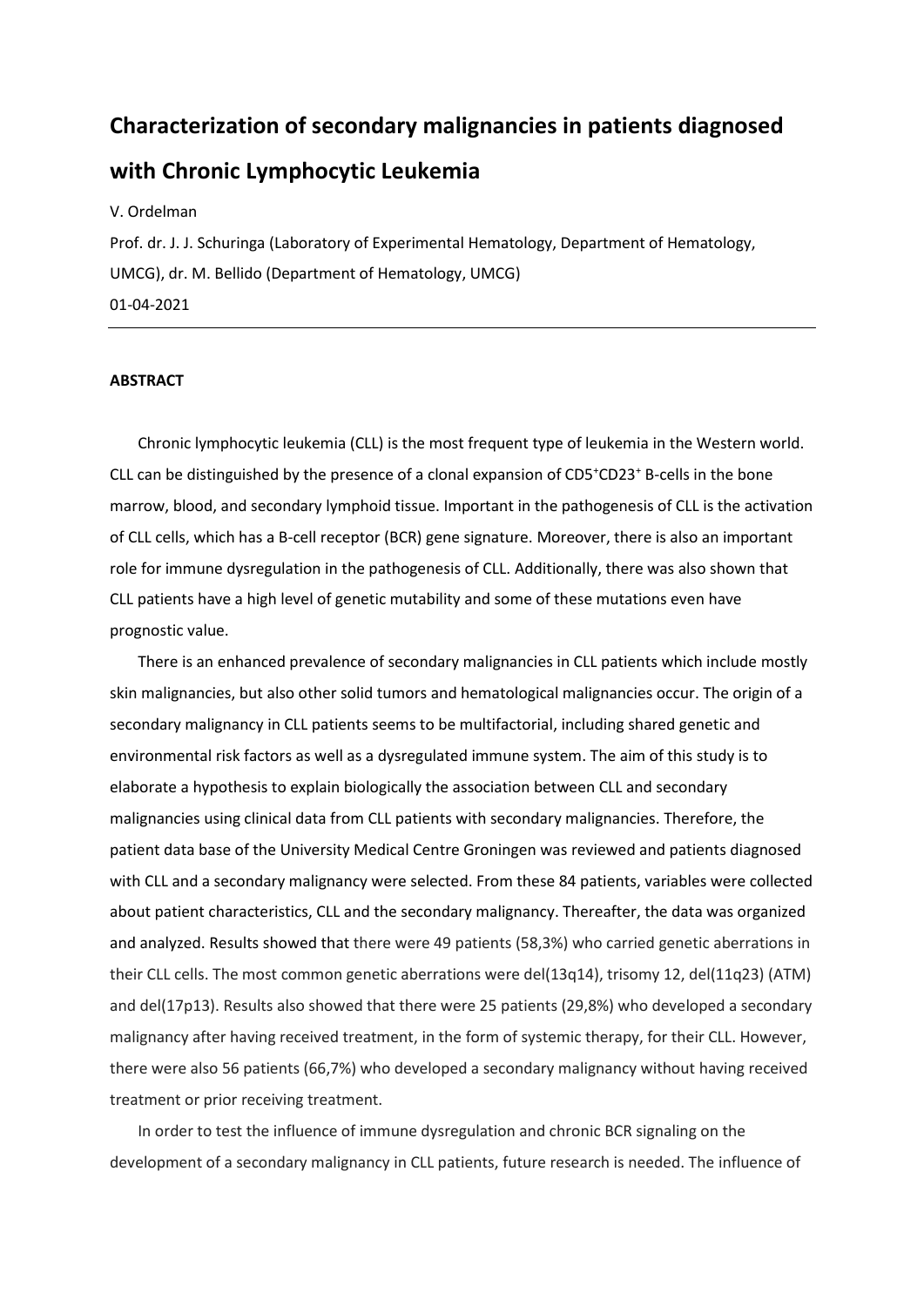# Characterization of secondary malignancies in patients diagnosed with Chronic Lymphocytic Leukemia

V. Ordelman

Prof. dr. J. J. Schuringa (Laboratory of Experimental Hematology, Department of Hematology, UMCG), dr. M. Bellido (Department of Hematology, UMCG)

01-04-2021

---

**ABSTRACT**

Chronic lymphocytic leukemia (CLL) is the most frequent type of leukemia in the Western world. CLL can be distinguished by the presence of a clonal expansion of $CD5^{+}CD23^{+}$ B-cells in the bone marrow, blood, and secondary lymphoid tissue. Important in the pathogenesis of CLL is the activation of CLL cells, which has a B-cell receptor (BCR) gene signature. Moreover, there is also an important role for immune dysregulation in the pathogenesis of CLL. Additionally, there was also shown that CLL patients have a high level of genetic mutability and some of these mutations even have prognostic value.

There is an enhanced prevalence of secondary malignancies in CLL patients which include mostly skin malignancies, but also other solid tumors and hematological malignancies occur. The origin of a secondary malignancy in CLL patients seems to be multifactorial, including shared genetic and environmental risk factors as well as a dysregulated immune system. The aim of this study is to elaborate a hypothesis to explain biologically the association between CLL and secondary malignancies using clinical data from CLL patients with secondary malignancies. Therefore, the patient data base of the University Medical Centre Groningen was reviewed and patients diagnosed with CLL and a secondary malignancy were selected. From these 84 patients, variables were collected about patient characteristics, CLL and the secondary malignancy. Thereafter, the data was organized and analyzed. Results showed that there were 49 patients (58,3%) who carried genetic aberrations in their CLL cells. The most common genetic aberrations were del(13q14), trisomy 12, del(11q23) (ATM) and del(17p13). Results also showed that there were 25 patients (29,8%) who developed a secondary malignancy after having received treatment, in the form of systemic therapy, for their CLL. However, there were also 56 patients (66,7%) who developed a secondary malignancy without having received treatment or prior receiving treatment.

In order to test the influence of immune dysregulation and chronic BCR signaling on the development of a secondary malignancy in CLL patients, future research is needed. The influence of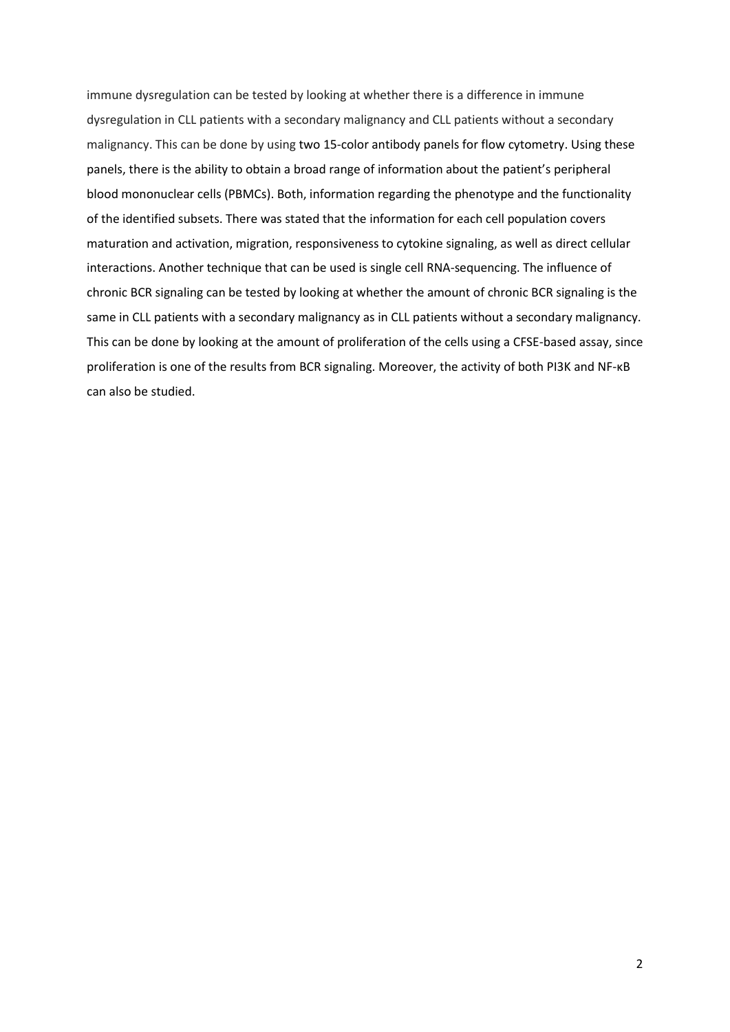immune dysregulation can be tested by looking at whether there is a difference in immune dysregulation in CLL patients with a secondary malignancy and CLL patients without a secondary malignancy. This can be done by using two 15-color antibody panels for flow cytometry. Using these panels, there is the ability to obtain a broad range of information about the patient's peripheral blood mononuclear cells (PBMCs). Both, information regarding the phenotype and the functionality of the identified subsets. There was stated that the information for each cell population covers maturation and activation, migration, responsiveness to cytokine signaling, as well as direct cellular interactions. Another technique that can be used is single cell RNA-sequencing. The influence of chronic BCR signaling can be tested by looking at whether the amount of chronic BCR signaling is the same in CLL patients with a secondary malignancy as in CLL patients without a secondary malignancy. This can be done by looking at the amount of proliferation of the cells using a CFSE-based assay, since proliferation is one of the results from BCR signaling. Moreover, the activity of both PI3K and NF-κB can also be studied.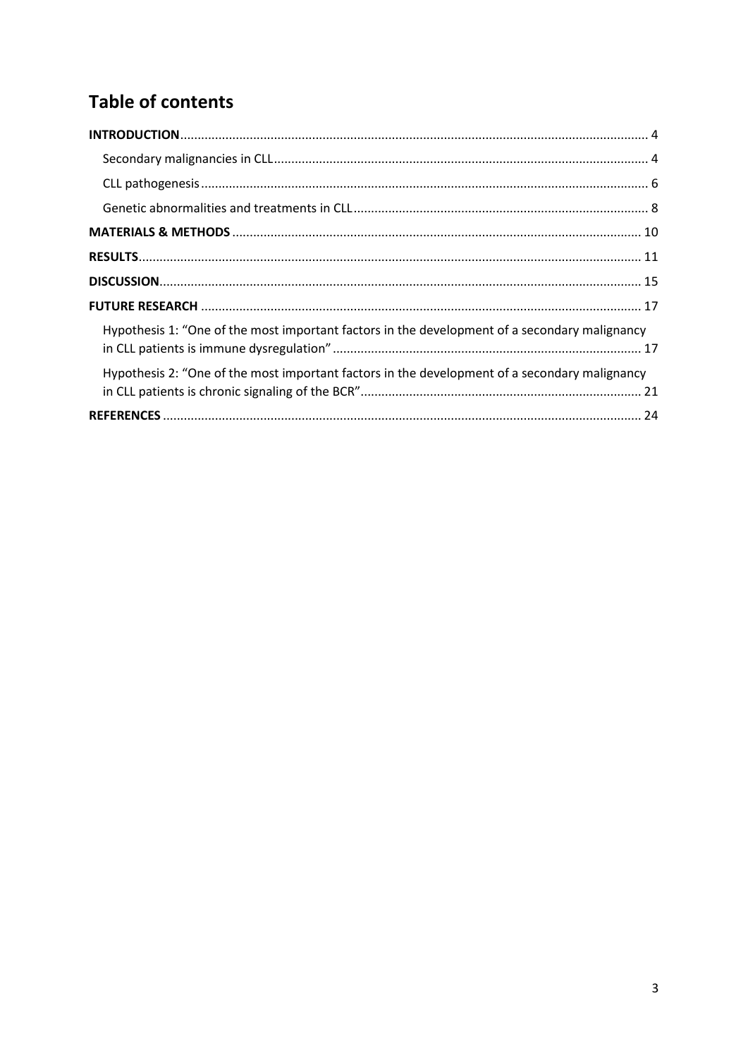# Table of contents

**INTRODUCTION** ..................................................................................................................................... 4

Secondary malignancies in CLL ........................................................................................................... 4

CLL pathogenesis ................................................................................................................................ 6

Genetic abnormalities and treatments in CLL .................................................................................... 8

**MATERIALS & METHODS** ..................................................................................................................... 10

**RESULTS** ............................................................................................................................................... 11

**DISCUSSION** .......................................................................................................................................... 15

**FUTURE RESEARCH** .............................................................................................................................. 17

Hypothesis 1: "One of the most important factors in the development of a secondary malignancy in CLL patients is immune dysregulation" ......................................................................................... 17

Hypothesis 2: "One of the most important factors in the development of a secondary malignancy in CLL patients is chronic signaling of the BCR" ................................................................................. 21

**REFERENCES** ......................................................................................................................................... 24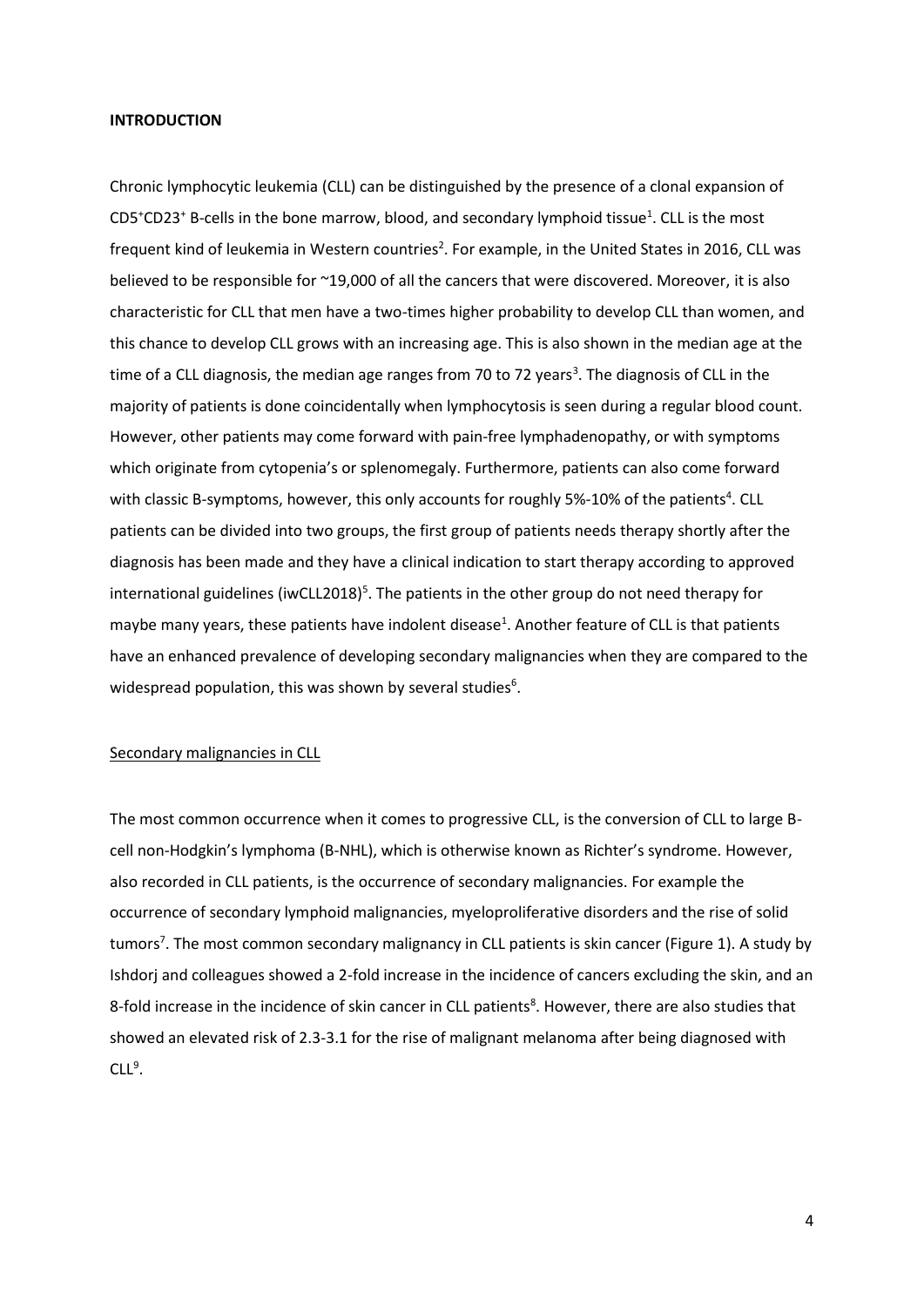**INTRODUCTION**

Chronic lymphocytic leukemia (CLL) can be distinguished by the presence of a clonal expansion of $CD5^{+}CD23^{+}$ B-cells in the bone marrow, blood, and secondary lymphoid tissue[1]. CLL is the most frequent kind of leukemia in Western countries[2]. For example, in the United States in 2016, CLL was believed to be responsible for ~19,000 of all the cancers that were discovered. Moreover, it is also characteristic for CLL that men have a two-times higher probability to develop CLL than women, and this chance to develop CLL grows with an increasing age. This is also shown in the median age at the time of a CLL diagnosis, the median age ranges from 70 to 72 years[3]. The diagnosis of CLL in the majority of patients is done coincidentally when lymphocytosis is seen during a regular blood count. However, other patients may come forward with pain-free lymphadenopathy, or with symptoms which originate from cytopenia's or splenomegaly. Furthermore, patients can also come forward with classic B-symptoms, however, this only accounts for roughly 5%-10% of the patients[4]. CLL patients can be divided into two groups, the first group of patients needs therapy shortly after the diagnosis has been made and they have a clinical indication to start therapy according to approved international guidelines (iwCLL2018)[5]. The patients in the other group do not need therapy for maybe many years, these patients have indolent disease[1]. Another feature of CLL is that patients have an enhanced prevalence of developing secondary malignancies when they are compared to the widespread population, this was shown by several studies[6].

Secondary malignancies in CLL

The most common occurrence when it comes to progressive CLL, is the conversion of CLL to large B-cell non-Hodgkin's lymphoma (B-NHL), which is otherwise known as Richter's syndrome. However, also recorded in CLL patients, is the occurrence of secondary malignancies. For example the occurrence of secondary lymphoid malignancies, myeloproliferative disorders and the rise of solid tumors[7]. The most common secondary malignancy in CLL patients is skin cancer (Figure 1). A study by Ishdorj and colleagues showed a 2-fold increase in the incidence of cancers excluding the skin, and an 8-fold increase in the incidence of skin cancer in CLL patients[8]. However, there are also studies that showed an elevated risk of 2.3-3.1 for the rise of malignant melanoma after being diagnosed with CLL[9].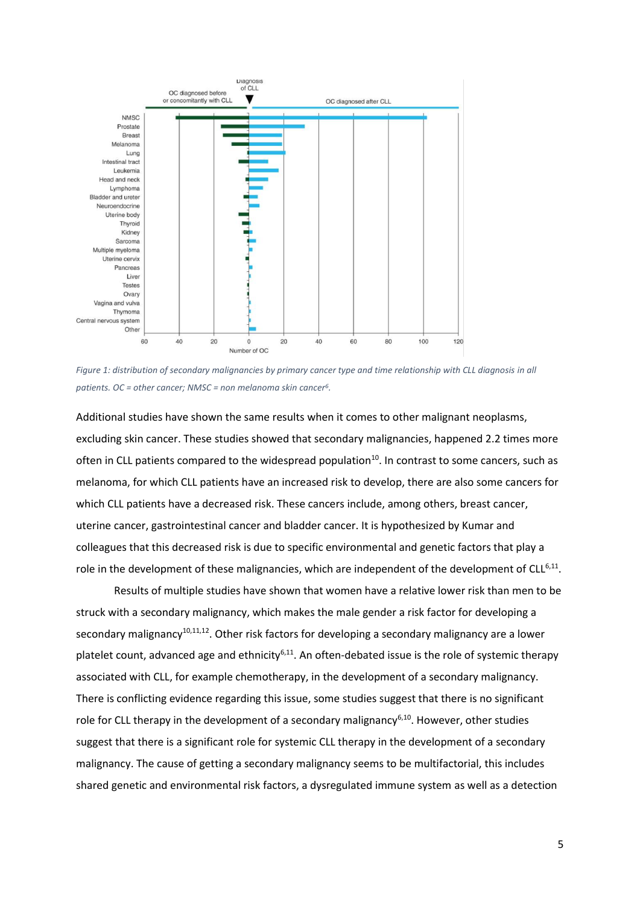*Figure 1: distribution of secondary malignancies by primary cancer type and time relationship with CLL diagnosis in all patients. OC = other cancer; NMSC = non melanoma skin cancer[6].*

Additional studies have shown the same results when it comes to other malignant neoplasms, excluding skin cancer. These studies showed that secondary malignancies, happened 2.2 times more often in CLL patients compared to the widespread population[10]. In contrast to some cancers, such as melanoma, for which CLL patients have an increased risk to develop, there are also some cancers for which CLL patients have a decreased risk. These cancers include, among others, breast cancer, uterine cancer, gastrointestinal cancer and bladder cancer. It is hypothesized by Kumar and colleagues that this decreased risk is due to specific environmental and genetic factors that play a role in the development of these malignancies, which are independent of the development of CLL[6,11].

Results of multiple studies have shown that women have a relative lower risk than men to be struck with a secondary malignancy, which makes the male gender a risk factor for developing a secondary malignancy[10,11,12]. Other risk factors for developing a secondary malignancy are a lower platelet count, advanced age and ethnicity[6,11]. An often-debated issue is the role of systemic therapy associated with CLL, for example chemotherapy, in the development of a secondary malignancy. There is conflicting evidence regarding this issue, some studies suggest that there is no significant role for CLL therapy in the development of a secondary malignancy[6,10]. However, other studies suggest that there is a significant role for systemic CLL therapy in the development of a secondary malignancy. The cause of getting a secondary malignancy seems to be multifactorial, this includes shared genetic and environmental risk factors, a dysregulated immune system as well as a detection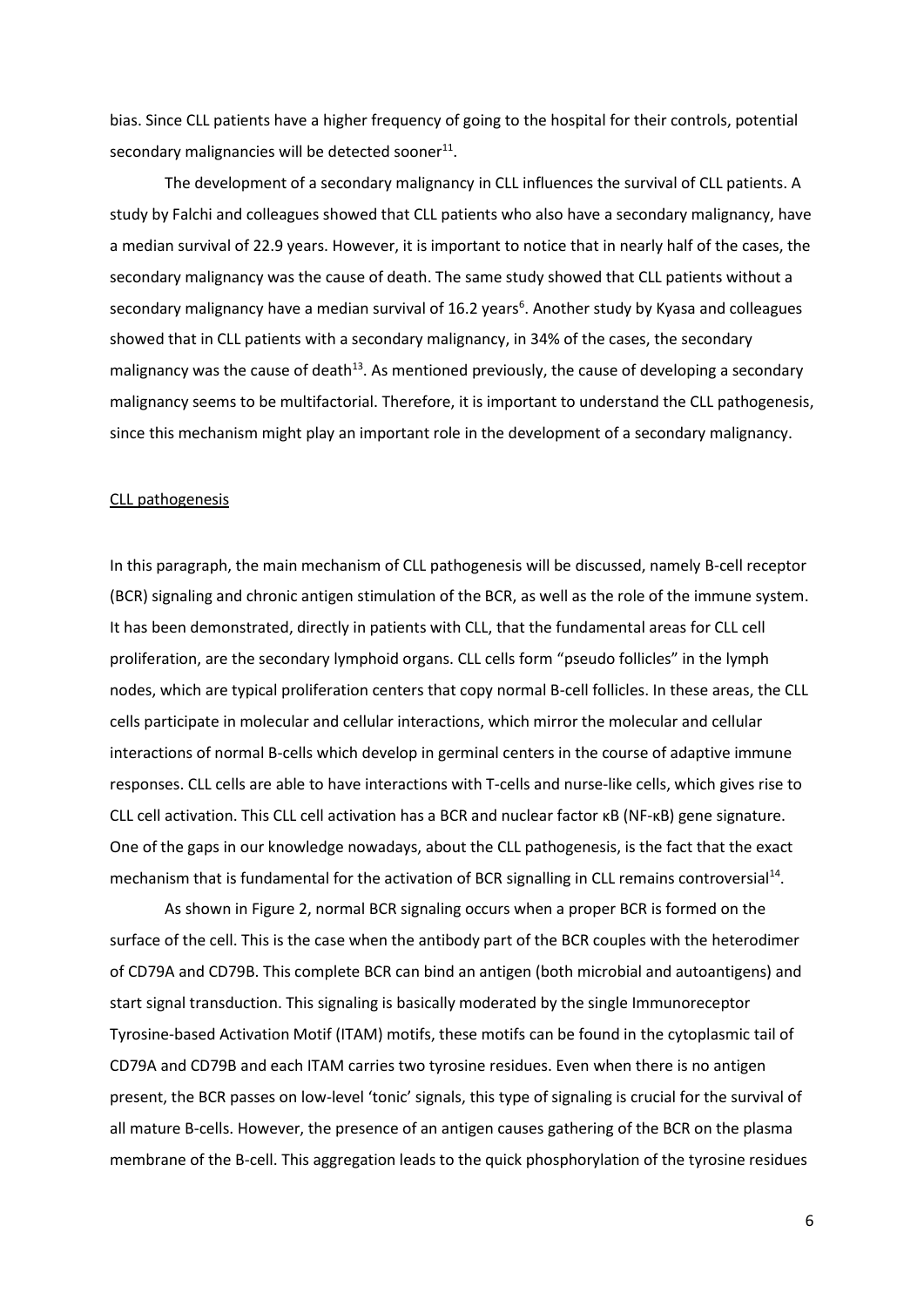bias. Since CLL patients have a higher frequency of going to the hospital for their controls, potential secondary malignancies will be detected sooner[11].

The development of a secondary malignancy in CLL influences the survival of CLL patients. A study by Falchi and colleagues showed that CLL patients who also have a secondary malignancy, have a median survival of 22.9 years. However, it is important to notice that in nearly half of the cases, the secondary malignancy was the cause of death. The same study showed that CLL patients without a secondary malignancy have a median survival of 16.2 years[6]. Another study by Kyasa and colleagues showed that in CLL patients with a secondary malignancy, in 34% of the cases, the secondary malignancy was the cause of death[13]. As mentioned previously, the cause of developing a secondary malignancy seems to be multifactorial. Therefore, it is important to understand the CLL pathogenesis, since this mechanism might play an important role in the development of a secondary malignancy.

## CLL pathogenesis

In this paragraph, the main mechanism of CLL pathogenesis will be discussed, namely B-cell receptor (BCR) signaling and chronic antigen stimulation of the BCR, as well as the role of the immune system. It has been demonstrated, directly in patients with CLL, that the fundamental areas for CLL cell proliferation, are the secondary lymphoid organs. CLL cells form "pseudo follicles" in the lymph nodes, which are typical proliferation centers that copy normal B-cell follicles. In these areas, the CLL cells participate in molecular and cellular interactions, which mirror the molecular and cellular interactions of normal B-cells which develop in germinal centers in the course of adaptive immune responses. CLL cells are able to have interactions with T-cells and nurse-like cells, which gives rise to CLL cell activation. This CLL cell activation has a BCR and nuclear factor κB (NF-κB) gene signature. One of the gaps in our knowledge nowadays, about the CLL pathogenesis, is the fact that the exact mechanism that is fundamental for the activation of BCR signalling in CLL remains controversial[14].

As shown in Figure 2, normal BCR signaling occurs when a proper BCR is formed on the surface of the cell. This is the case when the antibody part of the BCR couples with the heterodimer of CD79A and CD79B. This complete BCR can bind an antigen (both microbial and autoantigens) and start signal transduction. This signaling is basically moderated by the single Immunoreceptor Tyrosine-based Activation Motif (ITAM) motifs, these motifs can be found in the cytoplasmic tail of CD79A and CD79B and each ITAM carries two tyrosine residues. Even when there is no antigen present, the BCR passes on low-level 'tonic' signals, this type of signaling is crucial for the survival of all mature B-cells. However, the presence of an antigen causes gathering of the BCR on the plasma membrane of the B-cell. This aggregation leads to the quick phosphorylation of the tyrosine residues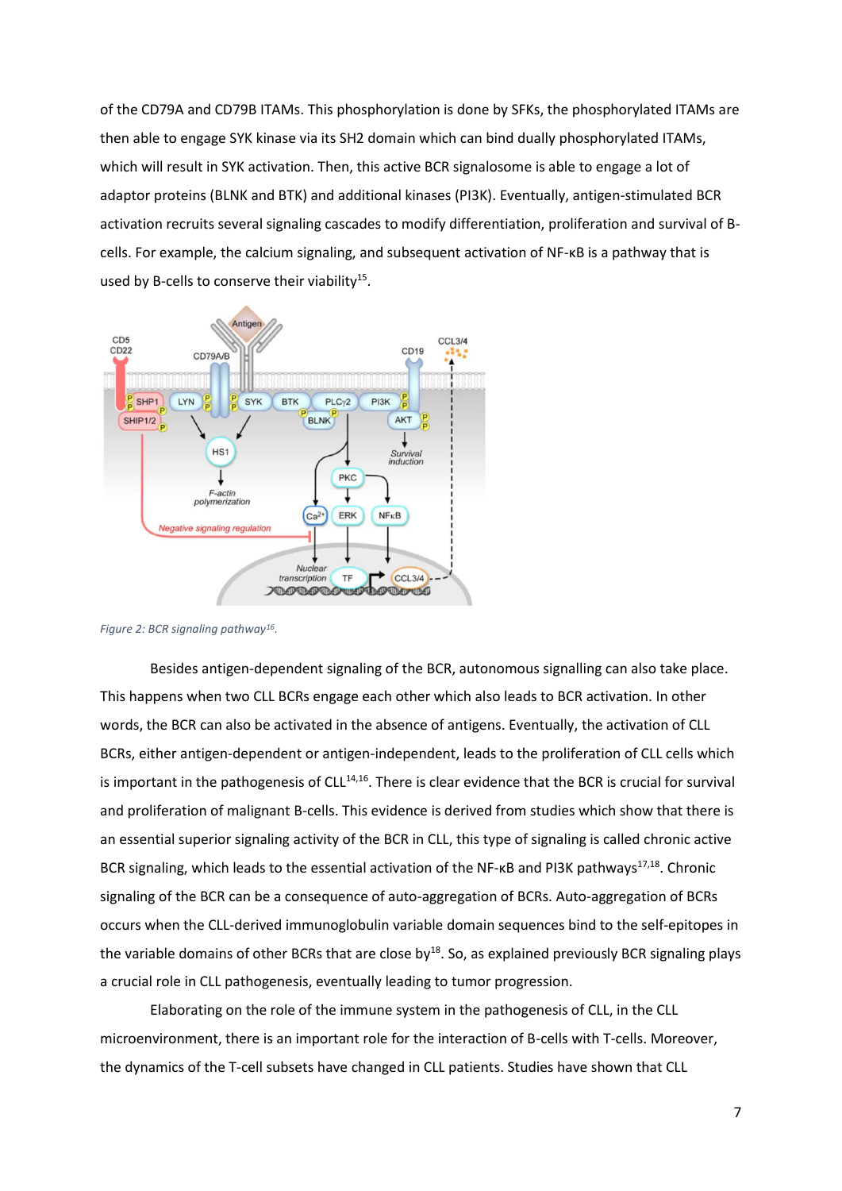of the CD79A and CD79B ITAMs. This phosphorylation is done by SFKs, the phosphorylated ITAMs are then able to engage SYK kinase via its SH2 domain which can bind dually phosphorylated ITAMs, which will result in SYK activation. Then, this active BCR signalosome is able to engage a lot of adaptor proteins (BLNK and BTK) and additional kinases (PI3K). Eventually, antigen-stimulated BCR activation recruits several signaling cascades to modify differentiation, proliferation and survival of B-cells. For example, the calcium signaling, and subsequent activation of NF-κB is a pathway that is used by B-cells to conserve their viability[15].

*Figure 2: BCR signaling pathway[16].*

Besides antigen-dependent signaling of the BCR, autonomous signalling can also take place. This happens when two CLL BCRs engage each other which also leads to BCR activation. In other words, the BCR can also be activated in the absence of antigens. Eventually, the activation of CLL BCRs, either antigen-dependent or antigen-independent, leads to the proliferation of CLL cells which is important in the pathogenesis of CLL[14,16]. There is clear evidence that the BCR is crucial for survival and proliferation of malignant B-cells. This evidence is derived from studies which show that there is an essential superior signaling activity of the BCR in CLL, this type of signaling is called chronic active BCR signaling, which leads to the essential activation of the NF-κB and PI3K pathways[17,18]. Chronic signaling of the BCR can be a consequence of auto-aggregation of BCRs. Auto-aggregation of BCRs occurs when the CLL-derived immunoglobulin variable domain sequences bind to the self-epitopes in the variable domains of other BCRs that are close by[18]. So, as explained previously BCR signaling plays a crucial role in CLL pathogenesis, eventually leading to tumor progression.

Elaborating on the role of the immune system in the pathogenesis of CLL, in the CLL microenvironment, there is an important role for the interaction of B-cells with T-cells. Moreover, the dynamics of the T-cell subsets have changed in CLL patients. Studies have shown that CLL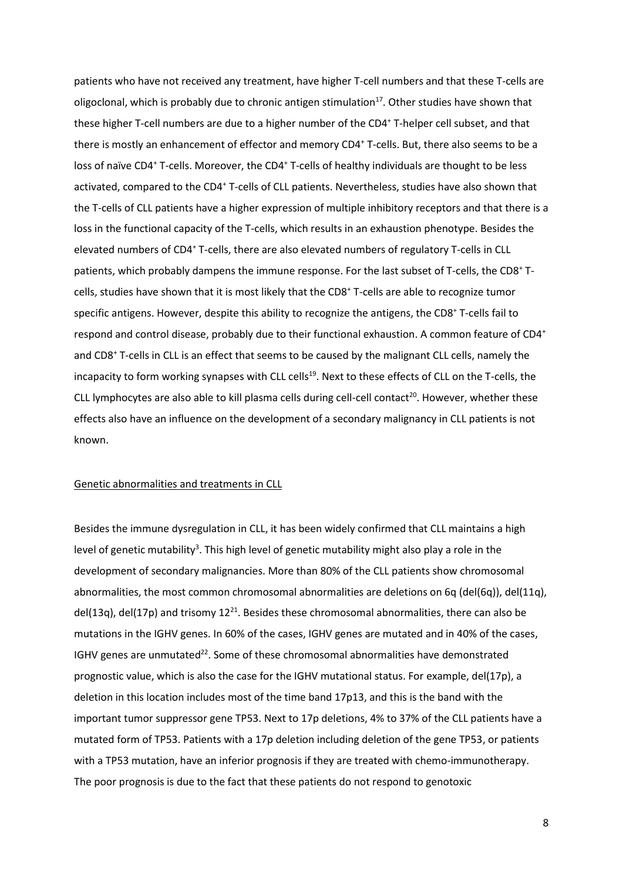patients who have not received any treatment, have higher T-cell numbers and that these T-cells are oligoclonal, which is probably due to chronic antigen stimulation[17]. Other studies have shown that these higher T-cell numbers are due to a higher number of the $CD4^+$ T-helper cell subset, and that there is mostly an enhancement of effector and memory $CD4^+$ T-cells. But, there also seems to be a loss of naïve $CD4^+$ T-cells. Moreover, the $CD4^+$ T-cells of healthy individuals are thought to be less activated, compared to the $CD4^+$ T-cells of CLL patients. Nevertheless, studies have also shown that the T-cells of CLL patients have a higher expression of multiple inhibitory receptors and that there is a loss in the functional capacity of the T-cells, which results in an exhaustion phenotype. Besides the elevated numbers of $CD4^+$ T-cells, there are also elevated numbers of regulatory T-cells in CLL patients, which probably dampens the immune response. For the last subset of T-cells, the $CD8^+$ T-cells, studies have shown that it is most likely that the $CD8^+$ T-cells are able to recognize tumor specific antigens. However, despite this ability to recognize the antigens, the $CD8^+$ T-cells fail to respond and control disease, probably due to their functional exhaustion. A common feature of $CD4^+$ and $CD8^+$ T-cells in CLL is an effect that seems to be caused by the malignant CLL cells, namely the incapacity to form working synapses with CLL cells[19]. Next to these effects of CLL on the T-cells, the CLL lymphocytes are also able to kill plasma cells during cell-cell contact[20]. However, whether these effects also have an influence on the development of a secondary malignancy in CLL patients is not known.

## Genetic abnormalities and treatments in CLL

Besides the immune dysregulation in CLL, it has been widely confirmed that CLL maintains a high level of genetic mutability[3]. This high level of genetic mutability might also play a role in the development of secondary malignancies. More than 80% of the CLL patients show chromosomal abnormalities, the most common chromosomal abnormalities are deletions on 6q (del(6q)), del(11q), del(13q), del(17p) and trisomy 12[21]. Besides these chromosomal abnormalities, there can also be mutations in the IGHV genes. In 60% of the cases, IGHV genes are mutated and in 40% of the cases, IGHV genes are unmutated[22]. Some of these chromosomal abnormalities have demonstrated prognostic value, which is also the case for the IGHV mutational status. For example, del(17p), a deletion in this location includes most of the time band 17p13, and this is the band with the important tumor suppressor gene TP53. Next to 17p deletions, 4% to 37% of the CLL patients have a mutated form of TP53. Patients with a 17p deletion including deletion of the gene TP53, or patients with a TP53 mutation, have an inferior prognosis if they are treated with chemo-immunotherapy. The poor prognosis is due to the fact that these patients do not respond to genotoxic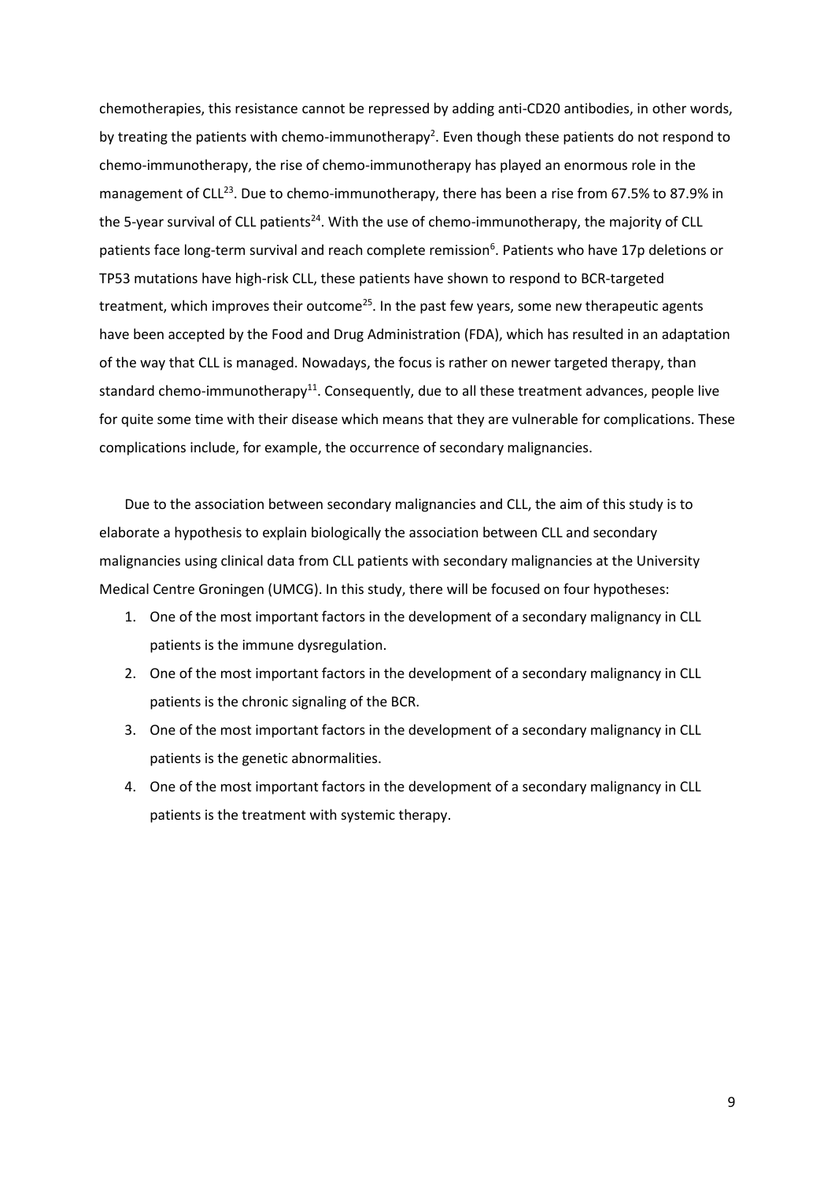chemotherapies, this resistance cannot be repressed by adding anti-CD20 antibodies, in other words, by treating the patients with chemo-immunotherapy[2]. Even though these patients do not respond to chemo-immunotherapy, the rise of chemo-immunotherapy has played an enormous role in the management of CLL[23]. Due to chemo-immunotherapy, there has been a rise from 67.5% to 87.9% in the 5-year survival of CLL patients[24]. With the use of chemo-immunotherapy, the majority of CLL patients face long-term survival and reach complete remission[6]. Patients who have 17p deletions or TP53 mutations have high-risk CLL, these patients have shown to respond to BCR-targeted treatment, which improves their outcome[25]. In the past few years, some new therapeutic agents have been accepted by the Food and Drug Administration (FDA), which has resulted in an adaptation of the way that CLL is managed. Nowadays, the focus is rather on newer targeted therapy, than standard chemo-immunotherapy[11]. Consequently, due to all these treatment advances, people live for quite some time with their disease which means that they are vulnerable for complications. These complications include, for example, the occurrence of secondary malignancies.

Due to the association between secondary malignancies and CLL, the aim of this study is to elaborate a hypothesis to explain biologically the association between CLL and secondary malignancies using clinical data from CLL patients with secondary malignancies at the University Medical Centre Groningen (UMCG). In this study, there will be focused on four hypotheses:

1. One of the most important factors in the development of a secondary malignancy in CLL patients is the immune dysregulation.
2. One of the most important factors in the development of a secondary malignancy in CLL patients is the chronic signaling of the BCR.
3. One of the most important factors in the development of a secondary malignancy in CLL patients is the genetic abnormalities.
4. One of the most important factors in the development of a secondary malignancy in CLL patients is the treatment with systemic therapy.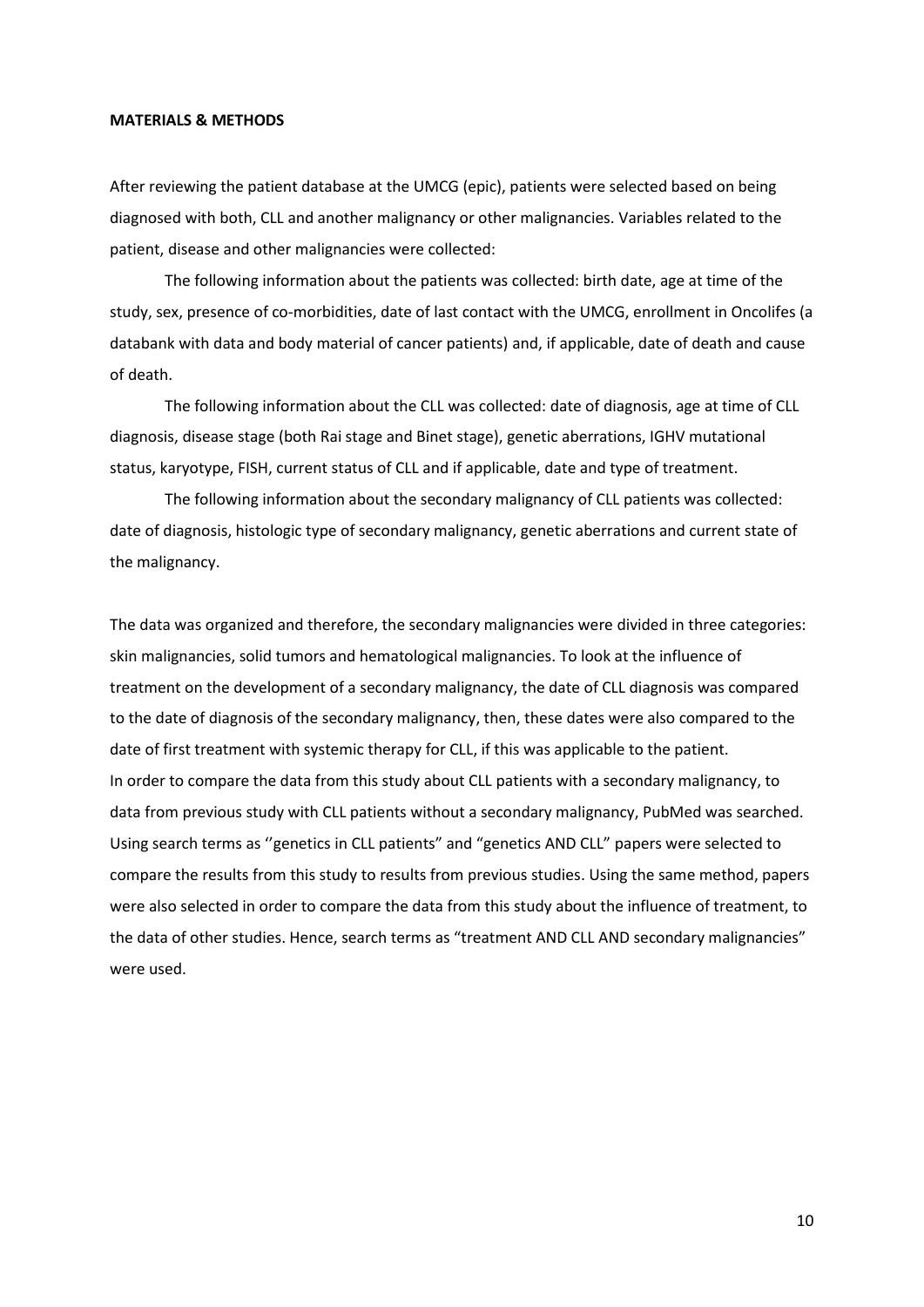**MATERIALS & METHODS**

After reviewing the patient database at the UMCG (epic), patients were selected based on being diagnosed with both, CLL and another malignancy or other malignancies. Variables related to the patient, disease and other malignancies were collected:

The following information about the patients was collected: birth date, age at time of the study, sex, presence of co-morbidities, date of last contact with the UMCG, enrollment in Oncolifes (a databank with data and body material of cancer patients) and, if applicable, date of death and cause of death.

The following information about the CLL was collected: date of diagnosis, age at time of CLL diagnosis, disease stage (both Rai stage and Binet stage), genetic aberrations, IGHV mutational status, karyotype, FISH, current status of CLL and if applicable, date and type of treatment.

The following information about the secondary malignancy of CLL patients was collected: date of diagnosis, histologic type of secondary malignancy, genetic aberrations and current state of the malignancy.

The data was organized and therefore, the secondary malignancies were divided in three categories: skin malignancies, solid tumors and hematological malignancies. To look at the influence of treatment on the development of a secondary malignancy, the date of CLL diagnosis was compared to the date of diagnosis of the secondary malignancy, then, these dates were also compared to the date of first treatment with systemic therapy for CLL, if this was applicable to the patient.
In order to compare the data from this study about CLL patients with a secondary malignancy, to data from previous study with CLL patients without a secondary malignancy, PubMed was searched. Using search terms as ''genetics in CLL patients" and "genetics AND CLL" papers were selected to compare the results from this study to results from previous studies. Using the same method, papers were also selected in order to compare the data from this study about the influence of treatment, to the data of other studies. Hence, search terms as "treatment AND CLL AND secondary malignancies" were used.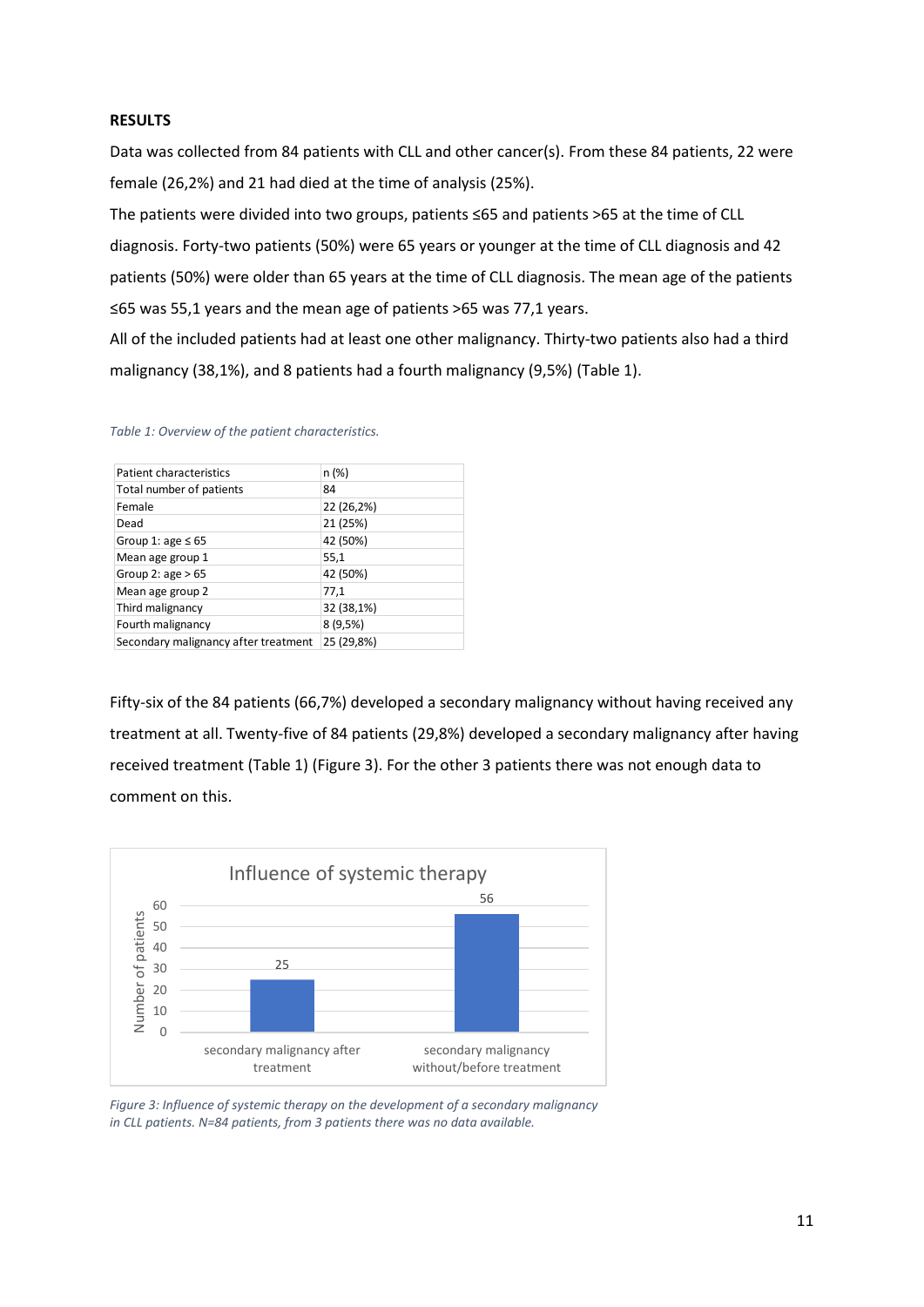**RESULTS**

Data was collected from 84 patients with CLL and other cancer(s). From these 84 patients, 22 were female (26,2%) and 21 had died at the time of analysis (25%).

The patients were divided into two groups, patients ≤65 and patients >65 at the time of CLL diagnosis. Forty-two patients (50%) were 65 years or younger at the time of CLL diagnosis and 42 patients (50%) were older than 65 years at the time of CLL diagnosis. The mean age of the patients ≤65 was 55,1 years and the mean age of patients >65 was 77,1 years.

All of the included patients had at least one other malignancy. Thirty-two patients also had a third malignancy (38,1%), and 8 patients had a fourth malignancy (9,5%) (Table 1).

*Table 1: Overview of the patient characteristics.*

| Patient characteristics | n (%) |
|---|---|
| Total number of patients | 84 |
| Female | 22 (26,2%) |
| Dead | 21 (25%) |
| Group 1: age ≤ 65 | 42 (50%) |
| Mean age group 1 | 55,1 |
| Group 2: age > 65 | 42 (50%) |
| Mean age group 2 | 77,1 |
| Third malignancy | 32 (38,1%) |
| Fourth malignancy | 8 (9,5%) |
| Secondary malignancy after treatment | 25 (29,8%) |

Fifty-six of the 84 patients (66,7%) developed a secondary malignancy without having received any treatment at all. Twenty-five of 84 patients (29,8%) developed a secondary malignancy after having received treatment (Table 1) (Figure 3). For the other 3 patients there was not enough data to comment on this.

Influence of systemic therapy

| | Number of patients |
|---|---|
| secondary malignancy after treatment | 25 |
| secondary malignancy without/before treatment | 56 |

*Figure 3: Influence of systemic therapy on the development of a secondary malignancy in CLL patients. N=84 patients, from 3 patients there was no data available.*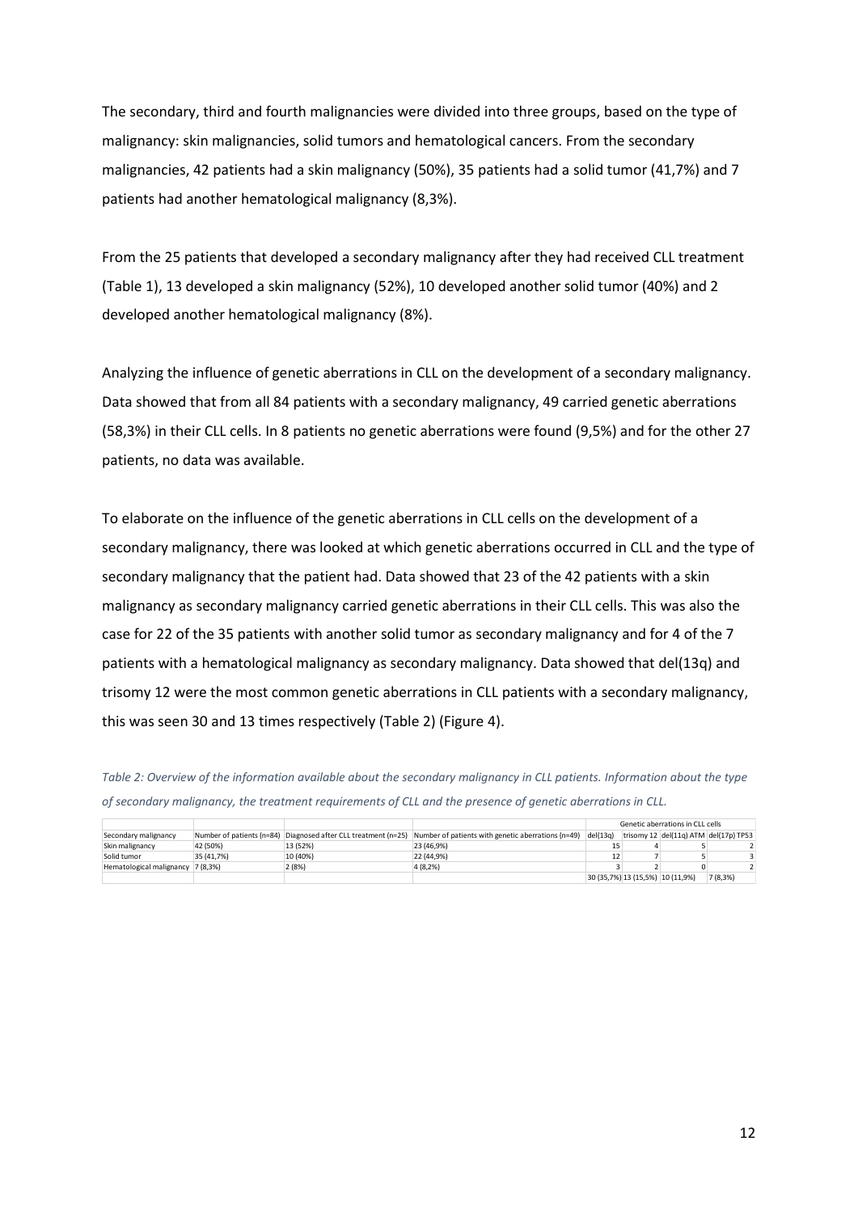The secondary, third and fourth malignancies were divided into three groups, based on the type of malignancy: skin malignancies, solid tumors and hematological cancers. From the secondary malignancies, 42 patients had a skin malignancy (50%), 35 patients had a solid tumor (41,7%) and 7 patients had another hematological malignancy (8,3%).

From the 25 patients that developed a secondary malignancy after they had received CLL treatment (Table 1), 13 developed a skin malignancy (52%), 10 developed another solid tumor (40%) and 2 developed another hematological malignancy (8%).

Analyzing the influence of genetic aberrations in CLL on the development of a secondary malignancy. Data showed that from all 84 patients with a secondary malignancy, 49 carried genetic aberrations (58,3%) in their CLL cells. In 8 patients no genetic aberrations were found (9,5%) and for the other 27 patients, no data was available.

To elaborate on the influence of the genetic aberrations in CLL cells on the development of a secondary malignancy, there was looked at which genetic aberrations occurred in CLL and the type of secondary malignancy that the patient had. Data showed that 23 of the 42 patients with a skin malignancy as secondary malignancy carried genetic aberrations in their CLL cells. This was also the case for 22 of the 35 patients with another solid tumor as secondary malignancy and for 4 of the 7 patients with a hematological malignancy as secondary malignancy. Data showed that del(13q) and trisomy 12 were the most common genetic aberrations in CLL patients with a secondary malignancy, this was seen 30 and 13 times respectively (Table 2) (Figure 4).

*Table 2: Overview of the information available about the secondary malignancy in CLL patients. Information about the type of secondary malignancy, the treatment requirements of CLL and the presence of genetic aberrations in CLL.*

| | | | | Genetic aberrations in CLL cells | | | |
|---|---|---|---|---|---|---|---|
| Secondary malignancy | Number of patients (n=84) | Diagnosed after CLL treatment (n=25) | Number of patients with genetic aberrations (n=49) | del(13q) | trisomy 12 | del(11q) ATM | del(17p) TP53 |
| Skin malignancy | 42 (50%) | 13 (52%) | 23 (46,9%) | 15 | 4 | 5 | 2 |
| Solid tumor | 35 (41,7%) | 10 (40%) | 22 (44,9%) | 12 | 7 | 5 | 3 |
| Hematological malignancy | 7 (8,3%) | 2 (8%) | 4 (8,2%) | 3 | 2 | 0 | 2 |
| | | | | 30 (35,7%) | 13 (15,5%) | 10 (11,9%) | 7 (8,3%) |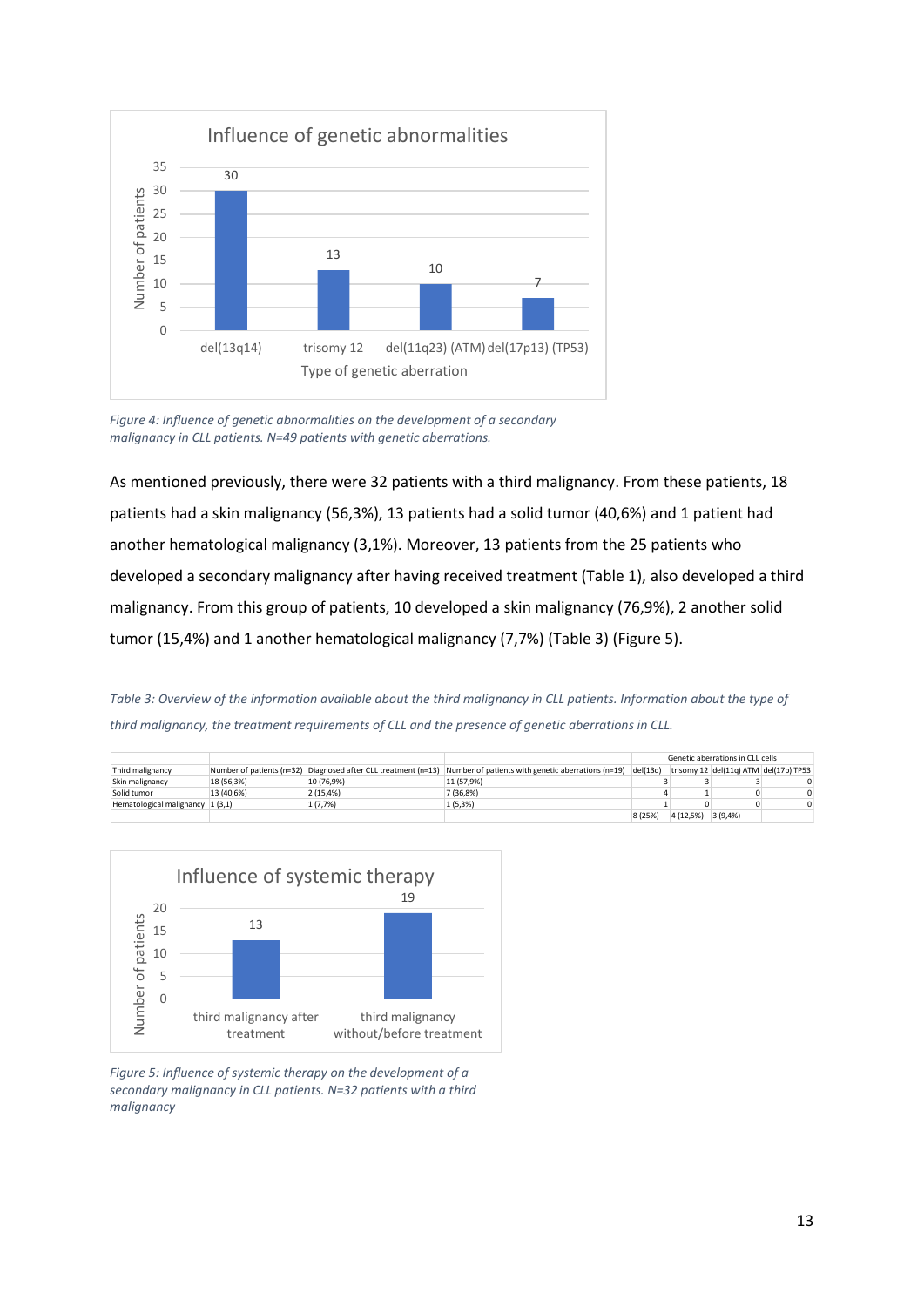*Figure 4: Influence of genetic abnormalities on the development of a secondary malignancy in CLL patients. N=49 patients with genetic aberrations.*

As mentioned previously, there were 32 patients with a third malignancy. From these patients, 18 patients had a skin malignancy (56,3%), 13 patients had a solid tumor (40,6%) and 1 patient had another hematological malignancy (3,1%). Moreover, 13 patients from the 25 patients who developed a secondary malignancy after having received treatment (Table 1), also developed a third malignancy. From this group of patients, 10 developed a skin malignancy (76,9%), 2 another solid tumor (15,4%) and 1 another hematological malignancy (7,7%) (Table 3) (Figure 5).

*Table 3: Overview of the information available about the third malignancy in CLL patients. Information about the type of third malignancy, the treatment requirements of CLL and the presence of genetic aberrations in CLL.*

| | | | | Genetic aberrations in CLL cells | | | |
|---|---|---|---|---|---|---|---|
| Third malignancy | Number of patients (n=32) | Diagnosed after CLL treatment (n=13) | Number of patients with genetic aberrations (n=19) | del(13q) | trisomy 12 | del(11q) ATM | del(17p) TP53 |
| Skin malignancy | 18 (56,3%) | 10 (76,9%) | 11 (57,9%) | 3 | 3 | 3 | 0 |
| Solid tumor | 13 (40,6%) | 2 (15,4%) | 7 (36,8%) | 4 | 1 | 0 | 0 |
| Hematological malignancy | 1 (3,1) | 1 (7,7%) | 1 (5,3%) | 1 | 0 | 0 | 0 |
| | | | | 8 (25%) | 4 (12,5%) | 3 (9,4%) | |

*Figure 5: Influence of systemic therapy on the development of a secondary malignancy in CLL patients. N=32 patients with a third malignancy*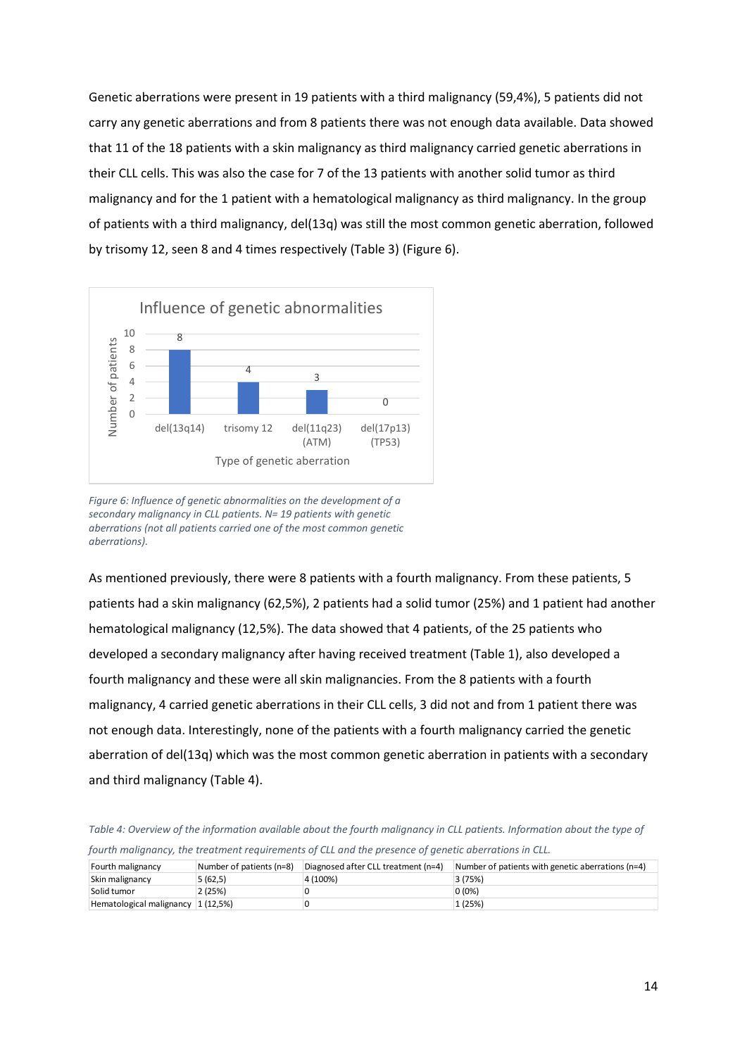Genetic aberrations were present in 19 patients with a third malignancy (59,4%), 5 patients did not carry any genetic aberrations and from 8 patients there was not enough data available. Data showed that 11 of the 18 patients with a skin malignancy as third malignancy carried genetic aberrations in their CLL cells. This was also the case for 7 of the 13 patients with another solid tumor as third malignancy and for the 1 patient with a hematological malignancy as third malignancy. In the group of patients with a third malignancy, del(13q) was still the most common genetic aberration, followed by trisomy 12, seen 8 and 4 times respectively (Table 3) (Figure 6).

*Figure 6: Influence of genetic abnormalities on the development of a secondary malignancy in CLL patients. N= 19 patients with genetic aberrations (not all patients carried one of the most common genetic aberrations).*

As mentioned previously, there were 8 patients with a fourth malignancy. From these patients, 5 patients had a skin malignancy (62,5%), 2 patients had a solid tumor (25%) and 1 patient had another hematological malignancy (12,5%). The data showed that 4 patients, of the 25 patients who developed a secondary malignancy after having received treatment (Table 1), also developed a fourth malignancy and these were all skin malignancies. From the 8 patients with a fourth malignancy, 4 carried genetic aberrations in their CLL cells, 3 did not and from 1 patient there was not enough data. Interestingly, none of the patients with a fourth malignancy carried the genetic aberration of del(13q) which was the most common genetic aberration in patients with a secondary and third malignancy (Table 4).

*Table 4: Overview of the information available about the fourth malignancy in CLL patients. Information about the type of fourth malignancy, the treatment requirements of CLL and the presence of genetic aberrations in CLL.*

| Fourth malignancy | Number of patients (n=8) | Diagnosed after CLL treatment (n=4) | Number of patients with genetic aberrations (n=4) |
|---|---|---|---|
| Skin malignancy | 5 (62,5) | 4 (100%) | 3 (75%) |
| Solid tumor | 2 (25%) | 0 | 0 (0%) |
| Hematological malignancy | 1 (12,5%) | 0 | 1 (25%) |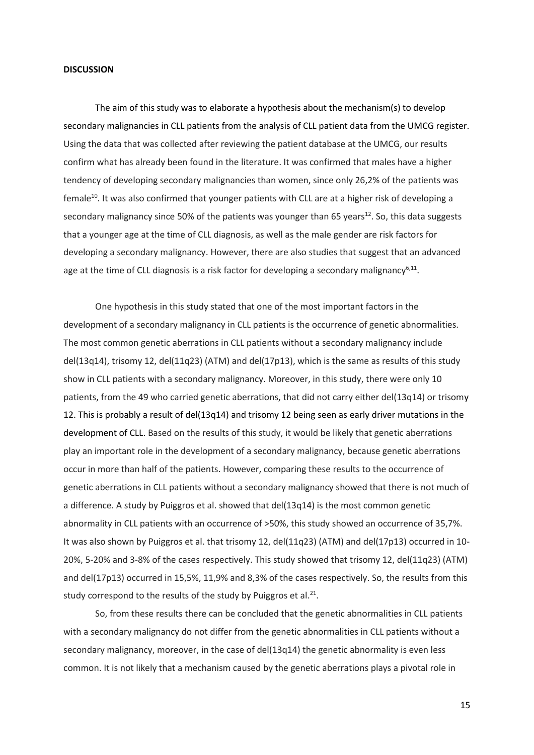**DISCUSSION**

The aim of this study was to elaborate a hypothesis about the mechanism(s) to develop secondary malignancies in CLL patients from the analysis of CLL patient data from the UMCG register. Using the data that was collected after reviewing the patient database at the UMCG, our results confirm what has already been found in the literature. It was confirmed that males have a higher tendency of developing secondary malignancies than women, since only 26,2% of the patients was female[10]. It was also confirmed that younger patients with CLL are at a higher risk of developing a secondary malignancy since 50% of the patients was younger than 65 years[12]. So, this data suggests that a younger age at the time of CLL diagnosis, as well as the male gender are risk factors for developing a secondary malignancy. However, there are also studies that suggest that an advanced age at the time of CLL diagnosis is a risk factor for developing a secondary malignancy[6,11].

One hypothesis in this study stated that one of the most important factors in the development of a secondary malignancy in CLL patients is the occurrence of genetic abnormalities. The most common genetic aberrations in CLL patients without a secondary malignancy include del(13q14), trisomy 12, del(11q23) (ATM) and del(17p13), which is the same as results of this study show in CLL patients with a secondary malignancy. Moreover, in this study, there were only 10 patients, from the 49 who carried genetic aberrations, that did not carry either del(13q14) or trisomy 12. This is probably a result of del(13q14) and trisomy 12 being seen as early driver mutations in the development of CLL. Based on the results of this study, it would be likely that genetic aberrations play an important role in the development of a secondary malignancy, because genetic aberrations occur in more than half of the patients. However, comparing these results to the occurrence of genetic aberrations in CLL patients without a secondary malignancy showed that there is not much of a difference. A study by Puiggros et al. showed that del(13q14) is the most common genetic abnormality in CLL patients with an occurrence of >50%, this study showed an occurrence of 35,7%. It was also shown by Puiggros et al. that trisomy 12, del(11q23) (ATM) and del(17p13) occurred in 10-20%, 5-20% and 3-8% of the cases respectively. This study showed that trisomy 12, del(11q23) (ATM) and del(17p13) occurred in 15,5%, 11,9% and 8,3% of the cases respectively. So, the results from this study correspond to the results of the study by Puiggros et al.[21].

So, from these results there can be concluded that the genetic abnormalities in CLL patients with a secondary malignancy do not differ from the genetic abnormalities in CLL patients without a secondary malignancy, moreover, in the case of del(13q14) the genetic abnormality is even less common. It is not likely that a mechanism caused by the genetic aberrations plays a pivotal role in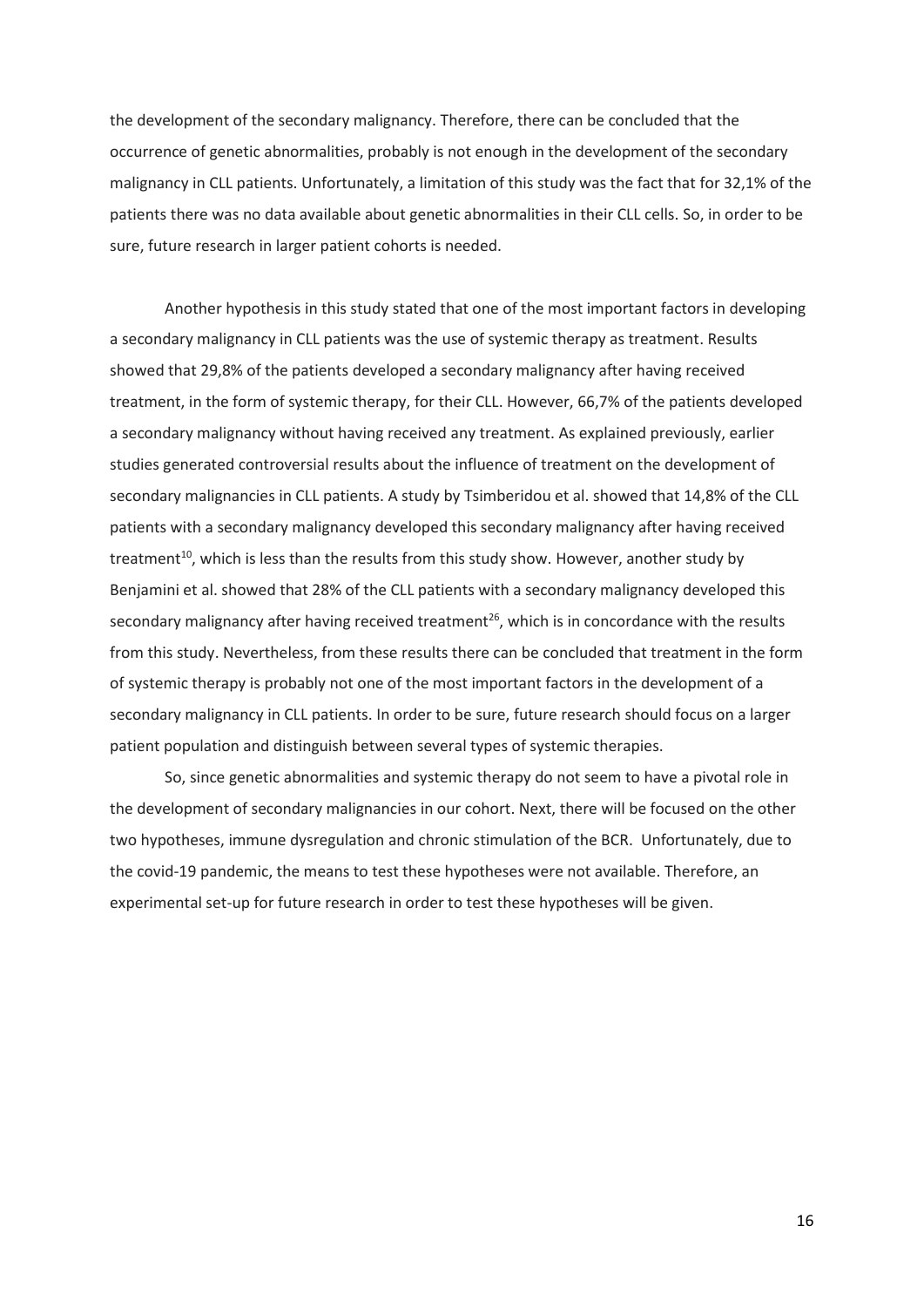the development of the secondary malignancy. Therefore, there can be concluded that the occurrence of genetic abnormalities, probably is not enough in the development of the secondary malignancy in CLL patients. Unfortunately, a limitation of this study was the fact that for 32,1% of the patients there was no data available about genetic abnormalities in their CLL cells. So, in order to be sure, future research in larger patient cohorts is needed.

Another hypothesis in this study stated that one of the most important factors in developing a secondary malignancy in CLL patients was the use of systemic therapy as treatment. Results showed that 29,8% of the patients developed a secondary malignancy after having received treatment, in the form of systemic therapy, for their CLL. However, 66,7% of the patients developed a secondary malignancy without having received any treatment. As explained previously, earlier studies generated controversial results about the influence of treatment on the development of secondary malignancies in CLL patients. A study by Tsimberidou et al. showed that 14,8% of the CLL patients with a secondary malignancy developed this secondary malignancy after having received treatment[10], which is less than the results from this study show. However, another study by Benjamini et al. showed that 28% of the CLL patients with a secondary malignancy developed this secondary malignancy after having received treatment[26], which is in concordance with the results from this study. Nevertheless, from these results there can be concluded that treatment in the form of systemic therapy is probably not one of the most important factors in the development of a secondary malignancy in CLL patients. In order to be sure, future research should focus on a larger patient population and distinguish between several types of systemic therapies.

So, since genetic abnormalities and systemic therapy do not seem to have a pivotal role in the development of secondary malignancies in our cohort. Next, there will be focused on the other two hypotheses, immune dysregulation and chronic stimulation of the BCR. Unfortunately, due to the covid-19 pandemic, the means to test these hypotheses were not available. Therefore, an experimental set-up for future research in order to test these hypotheses will be given.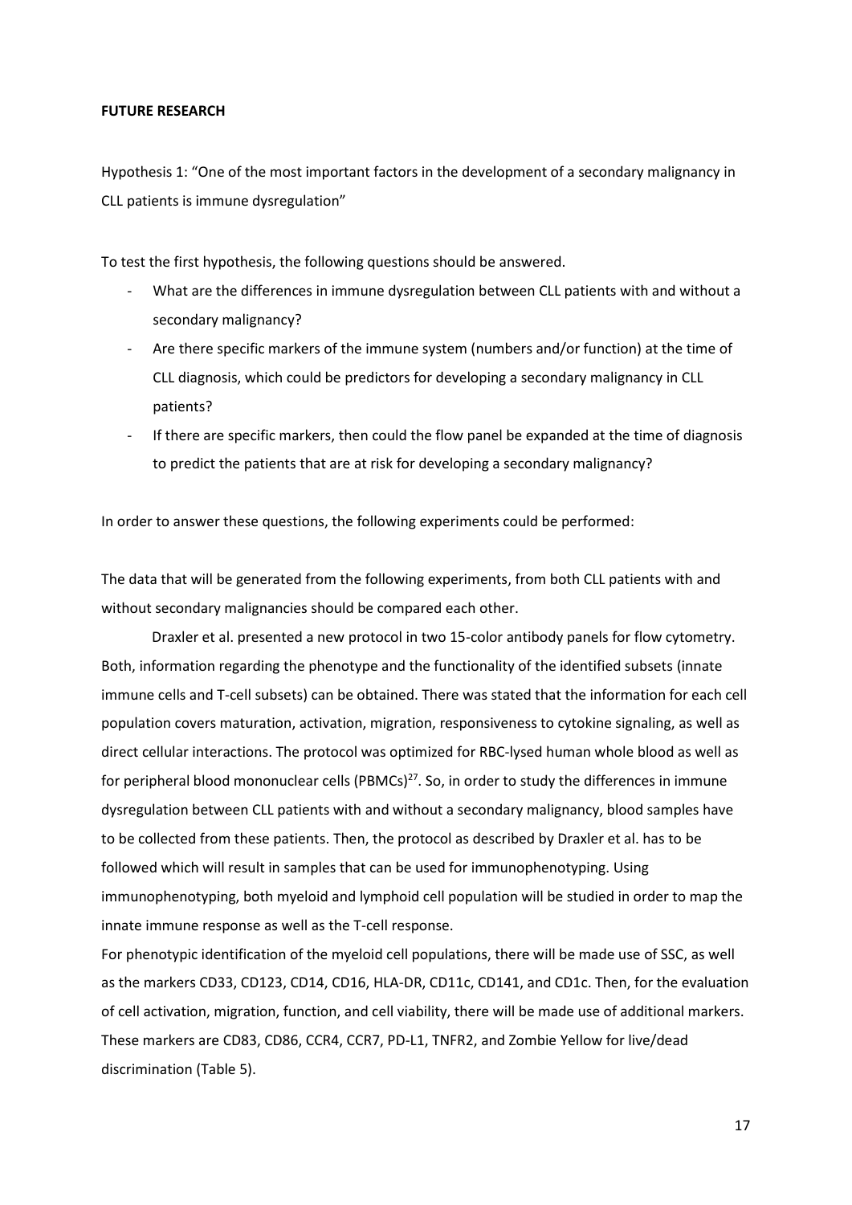**FUTURE RESEARCH**

Hypothesis 1: "One of the most important factors in the development of a secondary malignancy in CLL patients is immune dysregulation"

To test the first hypothesis, the following questions should be answered.

- What are the differences in immune dysregulation between CLL patients with and without a secondary malignancy?
- Are there specific markers of the immune system (numbers and/or function) at the time of CLL diagnosis, which could be predictors for developing a secondary malignancy in CLL patients?
- If there are specific markers, then could the flow panel be expanded at the time of diagnosis to predict the patients that are at risk for developing a secondary malignancy?

In order to answer these questions, the following experiments could be performed:

The data that will be generated from the following experiments, from both CLL patients with and without secondary malignancies should be compared each other.

Draxler et al. presented a new protocol in two 15-color antibody panels for flow cytometry. Both, information regarding the phenotype and the functionality of the identified subsets (innate immune cells and T-cell subsets) can be obtained. There was stated that the information for each cell population covers maturation, activation, migration, responsiveness to cytokine signaling, as well as direct cellular interactions. The protocol was optimized for RBC-lysed human whole blood as well as for peripheral blood mononuclear cells (PBMCs)[27]. So, in order to study the differences in immune dysregulation between CLL patients with and without a secondary malignancy, blood samples have to be collected from these patients. Then, the protocol as described by Draxler et al. has to be followed which will result in samples that can be used for immunophenotyping. Using immunophenotyping, both myeloid and lymphoid cell population will be studied in order to map the innate immune response as well as the T-cell response.

For phenotypic identification of the myeloid cell populations, there will be made use of SSC, as well as the markers CD33, CD123, CD14, CD16, HLA-DR, CD11c, CD141, and CD1c. Then, for the evaluation of cell activation, migration, function, and cell viability, there will be made use of additional markers. These markers are CD83, CD86, CCR4, CCR7, PD-L1, TNFR2, and Zombie Yellow for live/dead discrimination (Table 5).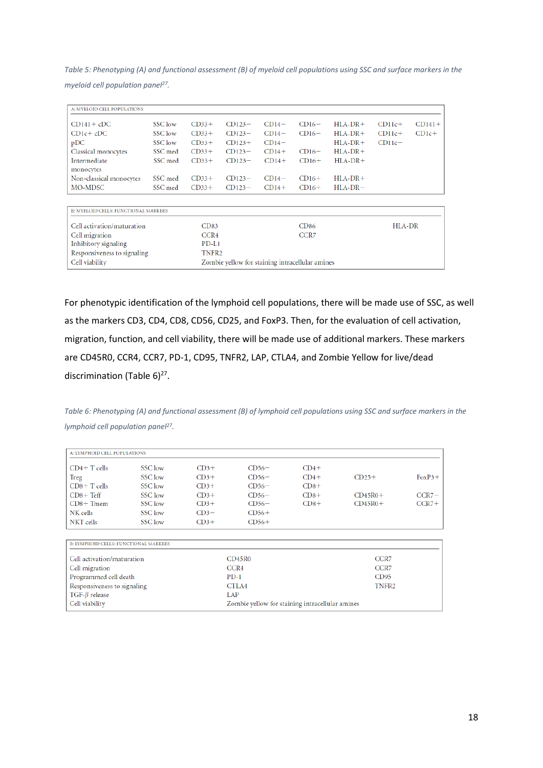*Table 5: Phenotyping (A) and functional assessment (B) of myeloid cell populations using SSC and surface markers in the myeloid cell population panel[27].*

| A: MYELOID CELL POPULATIONS | | | | | | | | |
|---|---|---|---|---|---|---|---|---|
| CD141+ cDC | SSC low | CD33+ | CD123− | CD14− | CD16− | HLA-DR+ | CD11c+ | CD141+ |
| CD1c+ cDC | SSC low | CD33+ | CD123− | CD14− | CD16− | HLA-DR+ | CD11c+ | CD1c+ |
| pDC | SSC low | CD33+ | CD123+ | CD14− | | HLA-DR+ | CD11c− | |
| Classical monocytes | SSC med | CD33+ | CD123− | CD14+ | CD16− | HLA-DR+ | | |
| Intermediate monocytes | SSC med | CD33+ | CD123− | CD14+ | CD16+ | HLA-DR+ | | |
| Non-classical monocytes | SSC med | CD33+ | CD123− | CD14− | CD16+ | HLA-DR+ | | |
| MO-MDSC | SSC med | CD33+ | CD123− | CD14+ | CD16+ | HLA-DR− | | |

| B: MYELOID CELLS: FUNCTIONAL MARKERS | | | |
|---|---|---|---|
| Cell activation/maturation | CD83 | CD86 | HLA-DR |
| Cell migration | CCR4 | CCR7 | |
| Inhibitory signaling | PD-L1 | | |
| Responsiveness to signaling | TNFR2 | | |
| Cell viability | Zombie yellow for staining intracellular amines | | |

For phenotypic identification of the lymphoid cell populations, there will be made use of SSC, as well as the markers CD3, CD4, CD8, CD56, CD25, and FoxP3. Then, for the evaluation of cell activation, migration, function, and cell viability, there will be made use of additional markers. These markers are CD45R0, CCR4, CCR7, PD-1, CD95, TNFR2, LAP, CTLA4, and Zombie Yellow for live/dead discrimination (Table 6)[27].

*Table 6: Phenotyping (A) and functional assessment (B) of lymphoid cell populations using SSC and surface markers in the lymphoid cell population panel[27].*

| A: LYMPHOID CELL POPULATIONS | | | | | | |
|---|---|---|---|---|---|---|
| CD4+ T cells | SSC low | CD3+ | CD56− | CD4+ | | |
| Treg | SSC low | CD3+ | CD56− | CD4+ | CD25+ | FoxP3+ |
| CD8+ T cells | SSC low | CD3+ | CD56− | CD8+ | | |
| CD8+ Teff | SSC low | CD3+ | CD56− | CD8+ | CD45R0+ | CCR7− |
| CD8+ Tmem | SSC low | CD3+ | CD56− | CD8+ | CD45R0+ | CCR7+ |
| NK cells | SSC low | CD3− | CD56+ | | | |
| NKT cells | SSC low | CD3+ | CD56+ | | | |

| B: LYMPHOID CELLS: FUNCTIONAL MARKERS | | |
|---|---|---|
| Cell activation/maturation | CD45R0 | CCR7 |
| Cell migration | CCR4 | CCR7 |
| Programmed cell death | PD-1 | CD95 |
| Responsiveness to signaling | CTLA4 | TNFR2 |
| TGF-$\beta$ release | LAP | |
| Cell viability | Zombie yellow for staining intracellular amines | |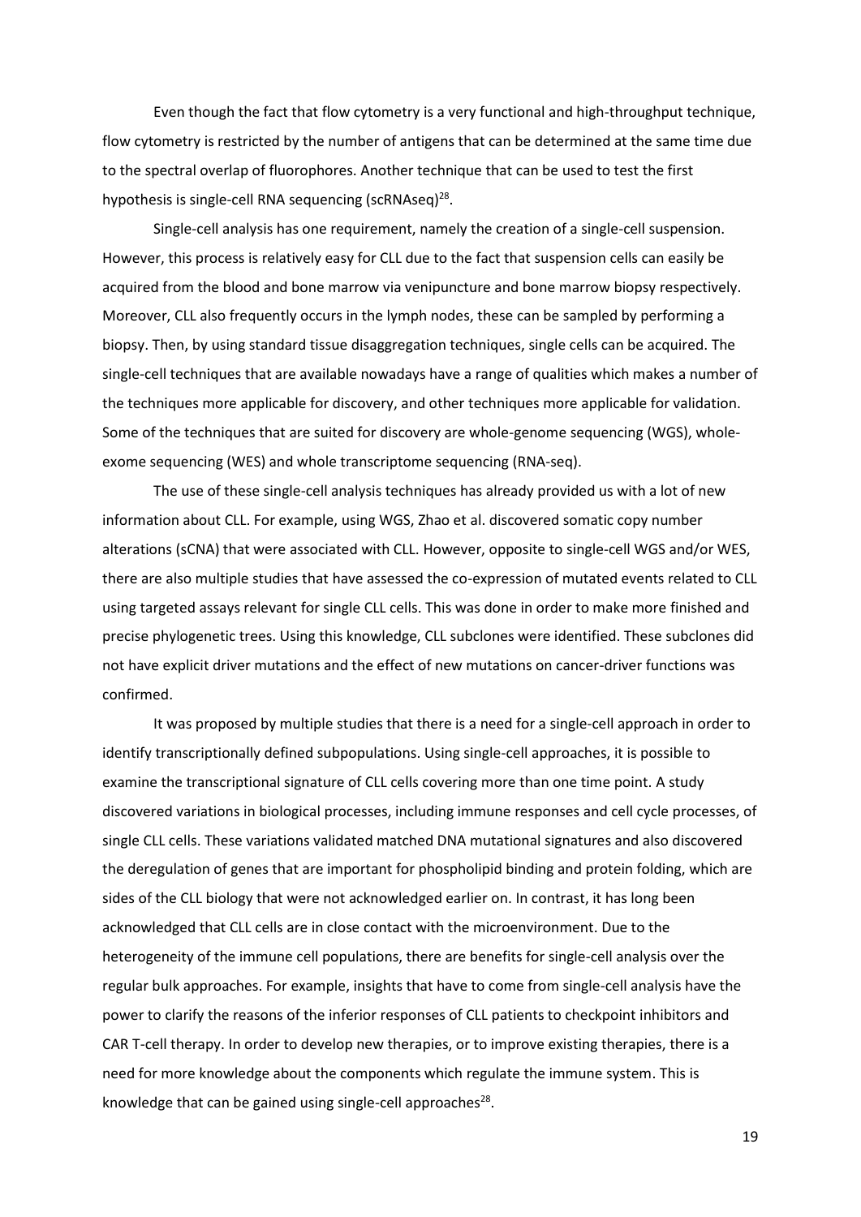Even though the fact that flow cytometry is a very functional and high-throughput technique, flow cytometry is restricted by the number of antigens that can be determined at the same time due to the spectral overlap of fluorophores. Another technique that can be used to test the first hypothesis is single-cell RNA sequencing (scRNAseq)[28].

Single-cell analysis has one requirement, namely the creation of a single-cell suspension. However, this process is relatively easy for CLL due to the fact that suspension cells can easily be acquired from the blood and bone marrow via venipuncture and bone marrow biopsy respectively. Moreover, CLL also frequently occurs in the lymph nodes, these can be sampled by performing a biopsy. Then, by using standard tissue disaggregation techniques, single cells can be acquired. The single-cell techniques that are available nowadays have a range of qualities which makes a number of the techniques more applicable for discovery, and other techniques more applicable for validation. Some of the techniques that are suited for discovery are whole-genome sequencing (WGS), whole-exome sequencing (WES) and whole transcriptome sequencing (RNA-seq).

The use of these single-cell analysis techniques has already provided us with a lot of new information about CLL. For example, using WGS, Zhao et al. discovered somatic copy number alterations (sCNA) that were associated with CLL. However, opposite to single-cell WGS and/or WES, there are also multiple studies that have assessed the co-expression of mutated events related to CLL using targeted assays relevant for single CLL cells. This was done in order to make more finished and precise phylogenetic trees. Using this knowledge, CLL subclones were identified. These subclones did not have explicit driver mutations and the effect of new mutations on cancer-driver functions was confirmed.

It was proposed by multiple studies that there is a need for a single-cell approach in order to identify transcriptionally defined subpopulations. Using single-cell approaches, it is possible to examine the transcriptional signature of CLL cells covering more than one time point. A study discovered variations in biological processes, including immune responses and cell cycle processes, of single CLL cells. These variations validated matched DNA mutational signatures and also discovered the deregulation of genes that are important for phospholipid binding and protein folding, which are sides of the CLL biology that were not acknowledged earlier on. In contrast, it has long been acknowledged that CLL cells are in close contact with the microenvironment. Due to the heterogeneity of the immune cell populations, there are benefits for single-cell analysis over the regular bulk approaches. For example, insights that have to come from single-cell analysis have the power to clarify the reasons of the inferior responses of CLL patients to checkpoint inhibitors and CAR T-cell therapy. In order to develop new therapies, or to improve existing therapies, there is a need for more knowledge about the components which regulate the immune system. This is knowledge that can be gained using single-cell approaches[28].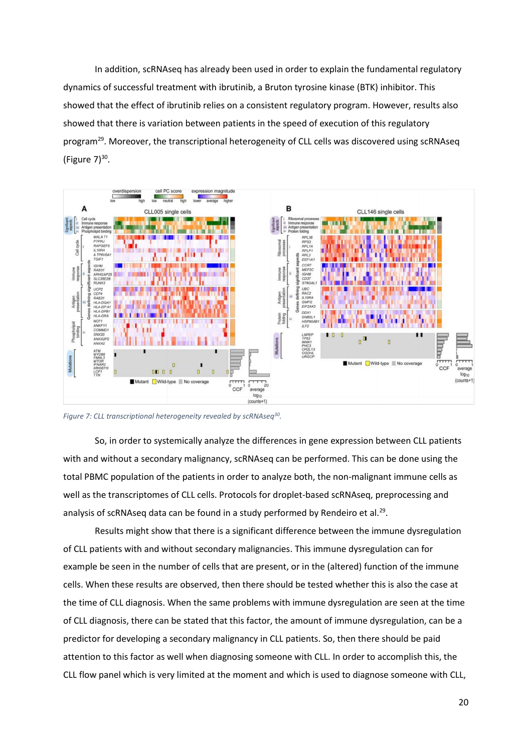In addition, scRNAseq has already been used in order to explain the fundamental regulatory dynamics of successful treatment with ibrutinib, a Bruton tyrosine kinase (BTK) inhibitor. This showed that the effect of ibrutinib relies on a consistent regulatory program. However, results also showed that there is variation between patients in the speed of execution of this regulatory program[29]. Moreover, the transcriptional heterogeneity of CLL cells was discovered using scRNAseq (Figure 7)[30].

*Figure 7: CLL transcriptional heterogeneity revealed by scRNAseq[30].*

So, in order to systemically analyze the differences in gene expression between CLL patients with and without a secondary malignancy, scRNAseq can be performed. This can be done using the total PBMC population of the patients in order to analyze both, the non-malignant immune cells as well as the transcriptomes of CLL cells. Protocols for droplet-based scRNAseq, preprocessing and analysis of scRNAseq data can be found in a study performed by Rendeiro et al.[29].

Results might show that there is a significant difference between the immune dysregulation of CLL patients with and without secondary malignancies. This immune dysregulation can for example be seen in the number of cells that are present, or in the (altered) function of the immune cells. When these results are observed, then there should be tested whether this is also the case at the time of CLL diagnosis. When the same problems with immune dysregulation are seen at the time of CLL diagnosis, there can be stated that this factor, the amount of immune dysregulation, can be a predictor for developing a secondary malignancy in CLL patients. So, then there should be paid attention to this factor as well when diagnosing someone with CLL. In order to accomplish this, the CLL flow panel which is very limited at the moment and which is used to diagnose someone with CLL,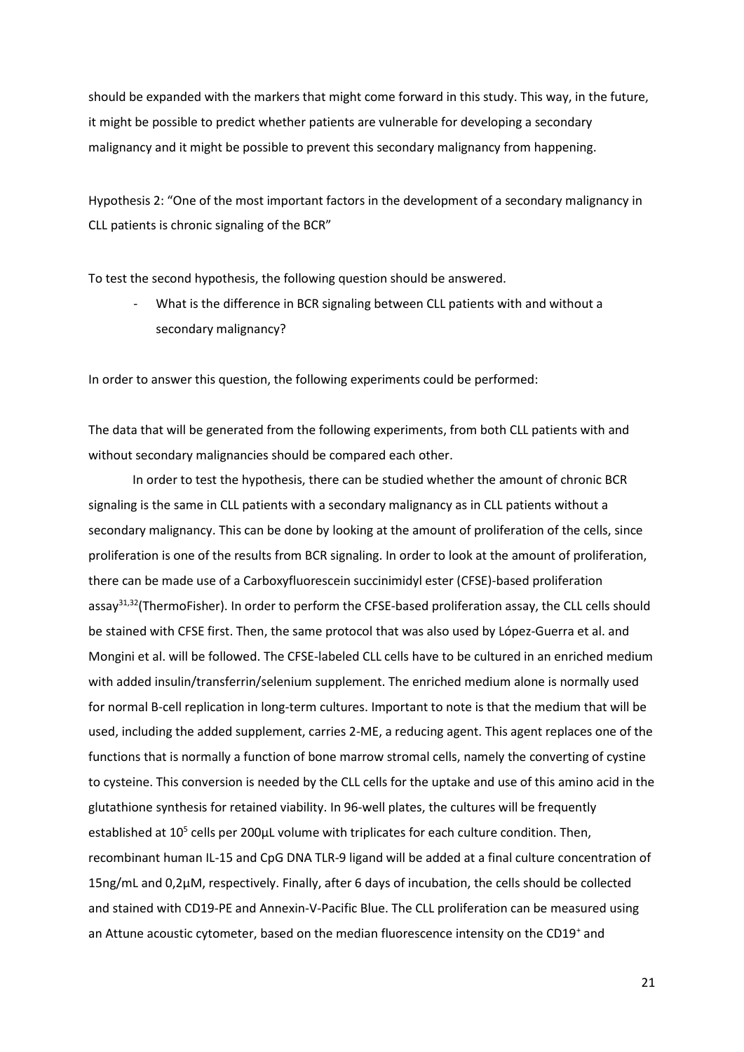should be expanded with the markers that might come forward in this study. This way, in the future, it might be possible to predict whether patients are vulnerable for developing a secondary malignancy and it might be possible to prevent this secondary malignancy from happening.

Hypothesis 2: "One of the most important factors in the development of a secondary malignancy in CLL patients is chronic signaling of the BCR"

To test the second hypothesis, the following question should be answered.

- What is the difference in BCR signaling between CLL patients with and without a secondary malignancy?

In order to answer this question, the following experiments could be performed:

The data that will be generated from the following experiments, from both CLL patients with and without secondary malignancies should be compared each other.

In order to test the hypothesis, there can be studied whether the amount of chronic BCR signaling is the same in CLL patients with a secondary malignancy as in CLL patients without a secondary malignancy. This can be done by looking at the amount of proliferation of the cells, since proliferation is one of the results from BCR signaling. In order to look at the amount of proliferation, there can be made use of a Carboxyfluorescein succinimidyl ester (CFSE)-based proliferation assay[31,32](ThermoFisher). In order to perform the CFSE-based proliferation assay, the CLL cells should be stained with CFSE first. Then, the same protocol that was also used by López-Guerra et al. and Mongini et al. will be followed. The CFSE-labeled CLL cells have to be cultured in an enriched medium with added insulin/transferrin/selenium supplement. The enriched medium alone is normally used for normal B-cell replication in long-term cultures. Important to note is that the medium that will be used, including the added supplement, carries 2-ME, a reducing agent. This agent replaces one of the functions that is normally a function of bone marrow stromal cells, namely the converting of cystine to cysteine. This conversion is needed by the CLL cells for the uptake and use of this amino acid in the glutathione synthesis for retained viability. In 96-well plates, the cultures will be frequently established at $10^5$ cells per 200µL volume with triplicates for each culture condition. Then, recombinant human IL-15 and CpG DNA TLR-9 ligand will be added at a final culture concentration of 15ng/mL and 0,2µM, respectively. Finally, after 6 days of incubation, the cells should be collected and stained with CD19-PE and Annexin-V-Pacific Blue. The CLL proliferation can be measured using an Attune acoustic cytometer, based on the median fluorescence intensity on the $CD19^+$ and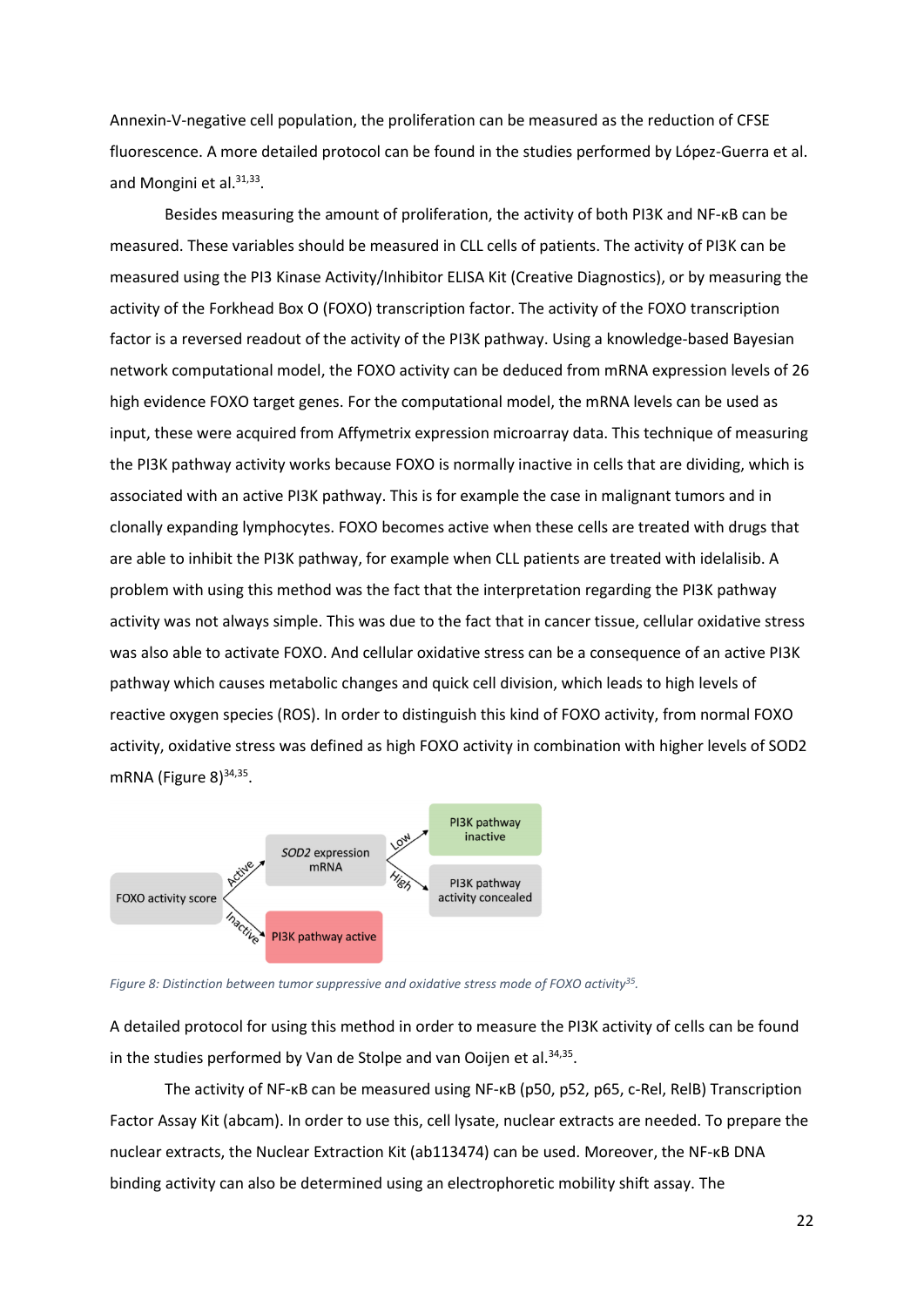Annexin-V-negative cell population, the proliferation can be measured as the reduction of CFSE fluorescence. A more detailed protocol can be found in the studies performed by López-Guerra et al. and Mongini et al.[31,33].

Besides measuring the amount of proliferation, the activity of both PI3K and NF-κB can be measured. These variables should be measured in CLL cells of patients. The activity of PI3K can be measured using the PI3 Kinase Activity/Inhibitor ELISA Kit (Creative Diagnostics), or by measuring the activity of the Forkhead Box O (FOXO) transcription factor. The activity of the FOXO transcription factor is a reversed readout of the activity of the PI3K pathway. Using a knowledge-based Bayesian network computational model, the FOXO activity can be deduced from mRNA expression levels of 26 high evidence FOXO target genes. For the computational model, the mRNA levels can be used as input, these were acquired from Affymetrix expression microarray data. This technique of measuring the PI3K pathway activity works because FOXO is normally inactive in cells that are dividing, which is associated with an active PI3K pathway. This is for example the case in malignant tumors and in clonally expanding lymphocytes. FOXO becomes active when these cells are treated with drugs that are able to inhibit the PI3K pathway, for example when CLL patients are treated with idelalisib. A problem with using this method was the fact that the interpretation regarding the PI3K pathway activity was not always simple. This was due to the fact that in cancer tissue, cellular oxidative stress was also able to activate FOXO. And cellular oxidative stress can be a consequence of an active PI3K pathway which causes metabolic changes and quick cell division, which leads to high levels of reactive oxygen species (ROS). In order to distinguish this kind of FOXO activity, from normal FOXO activity, oxidative stress was defined as high FOXO activity in combination with higher levels of SOD2 mRNA (Figure 8)[34,35].

FOXO activity score → Active → *SOD2* expression mRNA → Low → PI3K pathway inactive

*SOD2* expression mRNA → High → PI3K pathway activity concealed

FOXO activity score → Inactive → PI3K pathway active

*Figure 8: Distinction between tumor suppressive and oxidative stress mode of FOXO activity[35].*

A detailed protocol for using this method in order to measure the PI3K activity of cells can be found in the studies performed by Van de Stolpe and van Ooijen et al.[34,35].

The activity of NF-κB can be measured using NF-κB (p50, p52, p65, c-Rel, RelB) Transcription Factor Assay Kit (abcam). In order to use this, cell lysate, nuclear extracts are needed. To prepare the nuclear extracts, the Nuclear Extraction Kit (ab113474) can be used. Moreover, the NF-κB DNA binding activity can also be determined using an electrophoretic mobility shift assay. The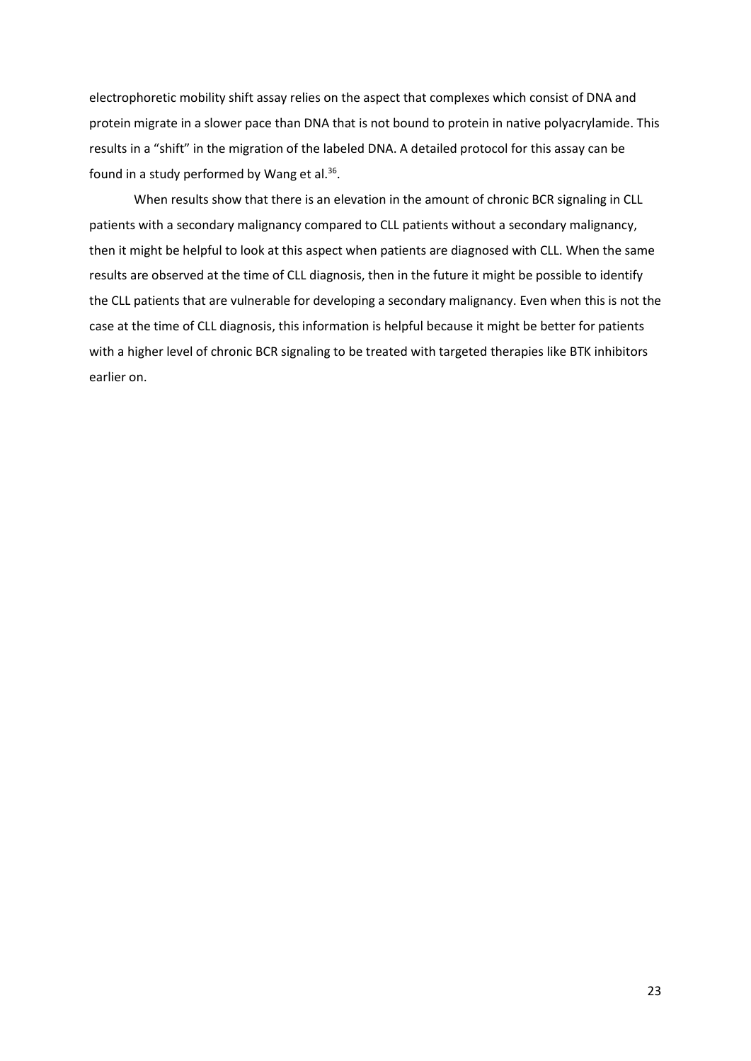electrophoretic mobility shift assay relies on the aspect that complexes which consist of DNA and protein migrate in a slower pace than DNA that is not bound to protein in native polyacrylamide. This results in a "shift" in the migration of the labeled DNA. A detailed protocol for this assay can be found in a study performed by Wang et al.[36].

When results show that there is an elevation in the amount of chronic BCR signaling in CLL patients with a secondary malignancy compared to CLL patients without a secondary malignancy, then it might be helpful to look at this aspect when patients are diagnosed with CLL. When the same results are observed at the time of CLL diagnosis, then in the future it might be possible to identify the CLL patients that are vulnerable for developing a secondary malignancy. Even when this is not the case at the time of CLL diagnosis, this information is helpful because it might be better for patients with a higher level of chronic BCR signaling to be treated with targeted therapies like BTK inhibitors earlier on.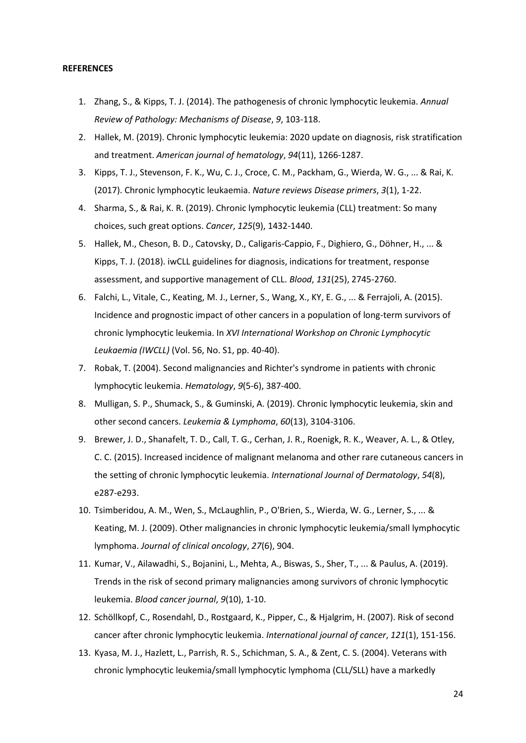**REFERENCES**

1. Zhang, S., & Kipps, T. J. (2014). The pathogenesis of chronic lymphocytic leukemia. *Annual Review of Pathology: Mechanisms of Disease*, *9*, 103-118.
2. Hallek, M. (2019). Chronic lymphocytic leukemia: 2020 update on diagnosis, risk stratification and treatment. *American journal of hematology*, *94*(11), 1266-1287.
3. Kipps, T. J., Stevenson, F. K., Wu, C. J., Croce, C. M., Packham, G., Wierda, W. G., ... & Rai, K. (2017). Chronic lymphocytic leukaemia. *Nature reviews Disease primers*, *3*(1), 1-22.
4. Sharma, S., & Rai, K. R. (2019). Chronic lymphocytic leukemia (CLL) treatment: So many choices, such great options. *Cancer*, *125*(9), 1432-1440.
5. Hallek, M., Cheson, B. D., Catovsky, D., Caligaris-Cappio, F., Dighiero, G., Döhner, H., ... & Kipps, T. J. (2018). iwCLL guidelines for diagnosis, indications for treatment, response assessment, and supportive management of CLL. *Blood*, *131*(25), 2745-2760.
6. Falchi, L., Vitale, C., Keating, M. J., Lerner, S., Wang, X., KY, E. G., ... & Ferrajoli, A. (2015). Incidence and prognostic impact of other cancers in a population of long-term survivors of chronic lymphocytic leukemia. In *XVI International Workshop on Chronic Lymphocytic Leukaemia (IWCLL)* (Vol. 56, No. S1, pp. 40-40).
7. Robak, T. (2004). Second malignancies and Richter's syndrome in patients with chronic lymphocytic leukemia. *Hematology*, *9*(5-6), 387-400.
8. Mulligan, S. P., Shumack, S., & Guminski, A. (2019). Chronic lymphocytic leukemia, skin and other second cancers. *Leukemia & Lymphoma*, *60*(13), 3104-3106.
9. Brewer, J. D., Shanafelt, T. D., Call, T. G., Cerhan, J. R., Roenigk, R. K., Weaver, A. L., & Otley, C. C. (2015). Increased incidence of malignant melanoma and other rare cutaneous cancers in the setting of chronic lymphocytic leukemia. *International Journal of Dermatology*, *54*(8), e287-e293.
10. Tsimberidou, A. M., Wen, S., McLaughlin, P., O'Brien, S., Wierda, W. G., Lerner, S., ... & Keating, M. J. (2009). Other malignancies in chronic lymphocytic leukemia/small lymphocytic lymphoma. *Journal of clinical oncology*, *27*(6), 904.
11. Kumar, V., Ailawadhi, S., Bojanini, L., Mehta, A., Biswas, S., Sher, T., ... & Paulus, A. (2019). Trends in the risk of second primary malignancies among survivors of chronic lymphocytic leukemia. *Blood cancer journal*, *9*(10), 1-10.
12. Schöllkopf, C., Rosendahl, D., Rostgaard, K., Pipper, C., & Hjalgrim, H. (2007). Risk of second cancer after chronic lymphocytic leukemia. *International journal of cancer*, *121*(1), 151-156.
13. Kyasa, M. J., Hazlett, L., Parrish, R. S., Schichman, S. A., & Zent, C. S. (2004). Veterans with chronic lymphocytic leukemia/small lymphocytic lymphoma (CLL/SLL) have a markedly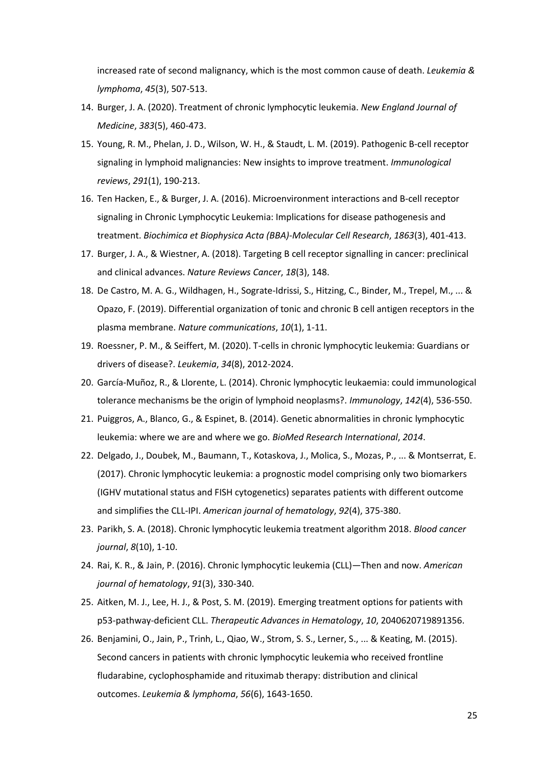increased rate of second malignancy, which is the most common cause of death. *Leukemia & lymphoma*, *45*(3), 507-513.

14. Burger, J. A. (2020). Treatment of chronic lymphocytic leukemia. *New England Journal of Medicine*, *383*(5), 460-473.
15. Young, R. M., Phelan, J. D., Wilson, W. H., & Staudt, L. M. (2019). Pathogenic B-cell receptor signaling in lymphoid malignancies: New insights to improve treatment. *Immunological reviews*, *291*(1), 190-213.
16. Ten Hacken, E., & Burger, J. A. (2016). Microenvironment interactions and B-cell receptor signaling in Chronic Lymphocytic Leukemia: Implications for disease pathogenesis and treatment. *Biochimica et Biophysica Acta (BBA)-Molecular Cell Research*, *1863*(3), 401-413.
17. Burger, J. A., & Wiestner, A. (2018). Targeting B cell receptor signalling in cancer: preclinical and clinical advances. *Nature Reviews Cancer*, *18*(3), 148.
18. De Castro, M. A. G., Wildhagen, H., Sograte-Idrissi, S., Hitzing, C., Binder, M., Trepel, M., ... & Opazo, F. (2019). Differential organization of tonic and chronic B cell antigen receptors in the plasma membrane. *Nature communications*, *10*(1), 1-11.
19. Roessner, P. M., & Seiffert, M. (2020). T-cells in chronic lymphocytic leukemia: Guardians or drivers of disease?. *Leukemia*, *34*(8), 2012-2024.
20. García-Muñoz, R., & Llorente, L. (2014). Chronic lymphocytic leukaemia: could immunological tolerance mechanisms be the origin of lymphoid neoplasms?. *Immunology*, *142*(4), 536-550.
21. Puiggros, A., Blanco, G., & Espinet, B. (2014). Genetic abnormalities in chronic lymphocytic leukemia: where we are and where we go. *BioMed Research International*, *2014*.
22. Delgado, J., Doubek, M., Baumann, T., Kotaskova, J., Molica, S., Mozas, P., ... & Montserrat, E. (2017). Chronic lymphocytic leukemia: a prognostic model comprising only two biomarkers (IGHV mutational status and FISH cytogenetics) separates patients with different outcome and simplifies the CLL-IPI. *American journal of hematology*, *92*(4), 375-380.
23. Parikh, S. A. (2018). Chronic lymphocytic leukemia treatment algorithm 2018. *Blood cancer journal*, *8*(10), 1-10.
24. Rai, K. R., & Jain, P. (2016). Chronic lymphocytic leukemia (CLL)—Then and now. *American journal of hematology*, *91*(3), 330-340.
25. Aitken, M. J., Lee, H. J., & Post, S. M. (2019). Emerging treatment options for patients with p53-pathway-deficient CLL. *Therapeutic Advances in Hematology*, *10*, 2040620719891356.
26. Benjamini, O., Jain, P., Trinh, L., Qiao, W., Strom, S. S., Lerner, S., ... & Keating, M. (2015). Second cancers in patients with chronic lymphocytic leukemia who received frontline fludarabine, cyclophosphamide and rituximab therapy: distribution and clinical outcomes. *Leukemia & lymphoma*, *56*(6), 1643-1650.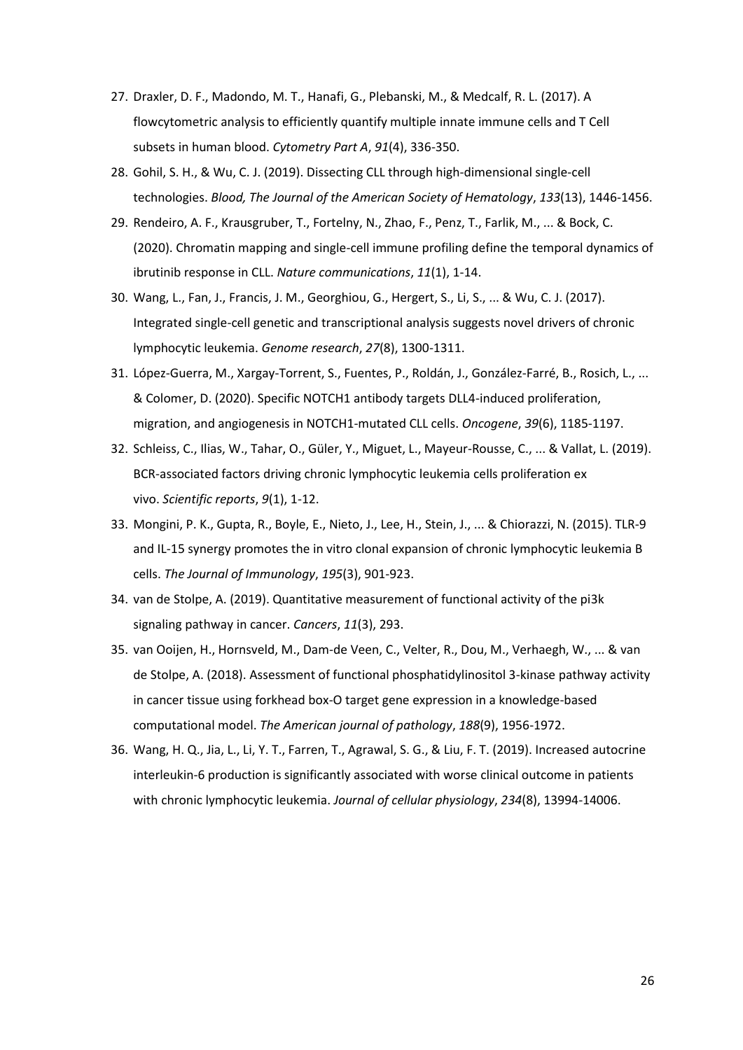27. Draxler, D. F., Madondo, M. T., Hanafi, G., Plebanski, M., & Medcalf, R. L. (2017). A flowcytometric analysis to efficiently quantify multiple innate immune cells and T Cell subsets in human blood. *Cytometry Part A*, *91*(4), 336-350.
28. Gohil, S. H., & Wu, C. J. (2019). Dissecting CLL through high-dimensional single-cell technologies. *Blood, The Journal of the American Society of Hematology*, *133*(13), 1446-1456.
29. Rendeiro, A. F., Krausgruber, T., Fortelny, N., Zhao, F., Penz, T., Farlik, M., ... & Bock, C. (2020). Chromatin mapping and single-cell immune profiling define the temporal dynamics of ibrutinib response in CLL. *Nature communications*, *11*(1), 1-14.
30. Wang, L., Fan, J., Francis, J. M., Georghiou, G., Hergert, S., Li, S., ... & Wu, C. J. (2017). Integrated single-cell genetic and transcriptional analysis suggests novel drivers of chronic lymphocytic leukemia. *Genome research*, *27*(8), 1300-1311.
31. López-Guerra, M., Xargay-Torrent, S., Fuentes, P., Roldán, J., González-Farré, B., Rosich, L., ... & Colomer, D. (2020). Specific NOTCH1 antibody targets DLL4-induced proliferation, migration, and angiogenesis in NOTCH1-mutated CLL cells. *Oncogene*, *39*(6), 1185-1197.
32. Schleiss, C., Ilias, W., Tahar, O., Güler, Y., Miguet, L., Mayeur-Rousse, C., ... & Vallat, L. (2019). BCR-associated factors driving chronic lymphocytic leukemia cells proliferation ex vivo. *Scientific reports*, *9*(1), 1-12.
33. Mongini, P. K., Gupta, R., Boyle, E., Nieto, J., Lee, H., Stein, J., ... & Chiorazzi, N. (2015). TLR-9 and IL-15 synergy promotes the in vitro clonal expansion of chronic lymphocytic leukemia B cells. *The Journal of Immunology*, *195*(3), 901-923.
34. van de Stolpe, A. (2019). Quantitative measurement of functional activity of the pi3k signaling pathway in cancer. *Cancers*, *11*(3), 293.
35. van Ooijen, H., Hornsveld, M., Dam-de Veen, C., Velter, R., Dou, M., Verhaegh, W., ... & van de Stolpe, A. (2018). Assessment of functional phosphatidylinositol 3-kinase pathway activity in cancer tissue using forkhead box-O target gene expression in a knowledge-based computational model. *The American journal of pathology*, *188*(9), 1956-1972.
36. Wang, H. Q., Jia, L., Li, Y. T., Farren, T., Agrawal, S. G., & Liu, F. T. (2019). Increased autocrine interleukin-6 production is significantly associated with worse clinical outcome in patients with chronic lymphocytic leukemia. *Journal of cellular physiology*, *234*(8), 13994-14006.